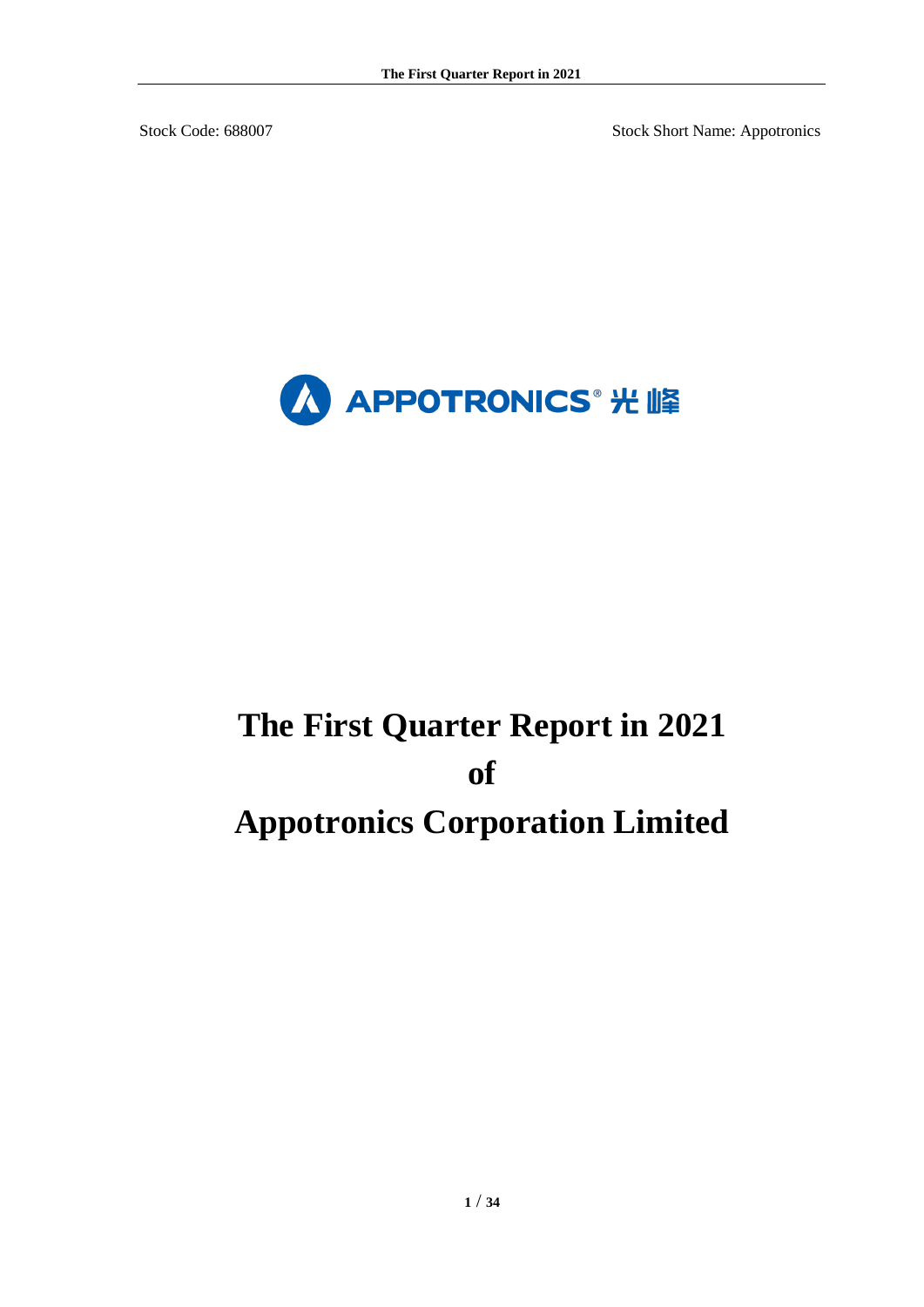Stock Code: 688007 Stock Short Name: Appotronics

APPOTRONICS® 光峰

# The First Quarter Report in 2021 of Appotronics Corporation Limited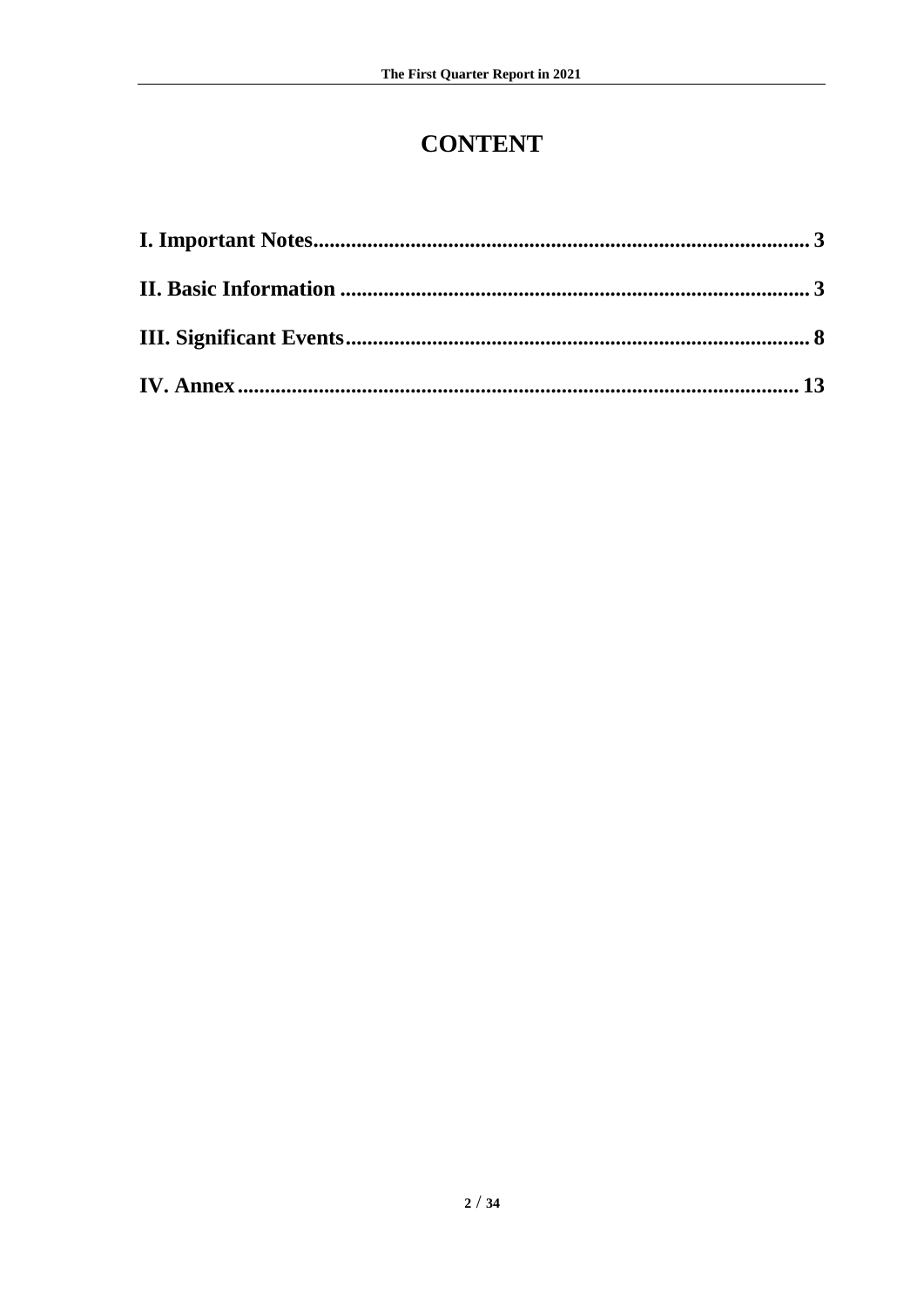# CONTENT

**I. Important Notes........................................................................................... 3**

**II. Basic Information ...................................................................................... 3**

**III. Significant Events..................................................................................... 8**

**IV. Annex....................................................................................................... 13**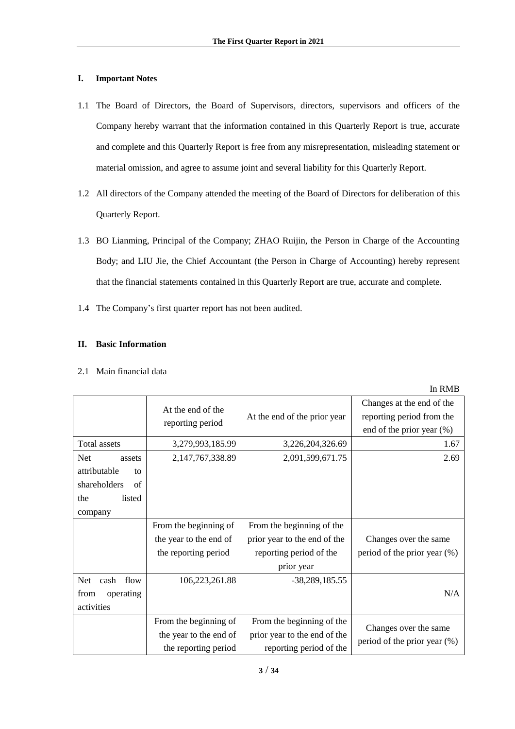## I. Important Notes

1.1 The Board of Directors, the Board of Supervisors, directors, supervisors and officers of the Company hereby warrant that the information contained in this Quarterly Report is true, accurate and complete and this Quarterly Report is free from any misrepresentation, misleading statement or material omission, and agree to assume joint and several liability for this Quarterly Report.

1.2 All directors of the Company attended the meeting of the Board of Directors for deliberation of this Quarterly Report.

1.3 BO Lianming, Principal of the Company; ZHAO Ruijin, the Person in Charge of the Accounting Body; and LIU Jie, the Chief Accountant (the Person in Charge of Accounting) hereby represent that the financial statements contained in this Quarterly Report are true, accurate and complete.

1.4 The Company's first quarter report has not been audited.

## II. Basic Information

2.1 Main financial data

In RMB

| | At the end of the reporting period | At the end of the prior year | Changes at the end of the reporting period from the end of the prior year (%) |
|---|---|---|---|
| Total assets | 3,279,993,185.99 | 3,226,204,326.69 | 1.67 |
| Net assets attributable to shareholders of the listed company | 2,147,767,338.89 | 2,091,599,671.75 | 2.69 |
| | From the beginning of the year to the end of the reporting period | From the beginning of the prior year to the end of the reporting period of the prior year | Changes over the same period of the prior year (%) |
| Net cash flow from operating activities | 106,223,261.88 | -38,289,185.55 | N/A |
| | From the beginning of the year to the end of the reporting period | From the beginning of the prior year to the end of the reporting period of the | Changes over the same period of the prior year (%) |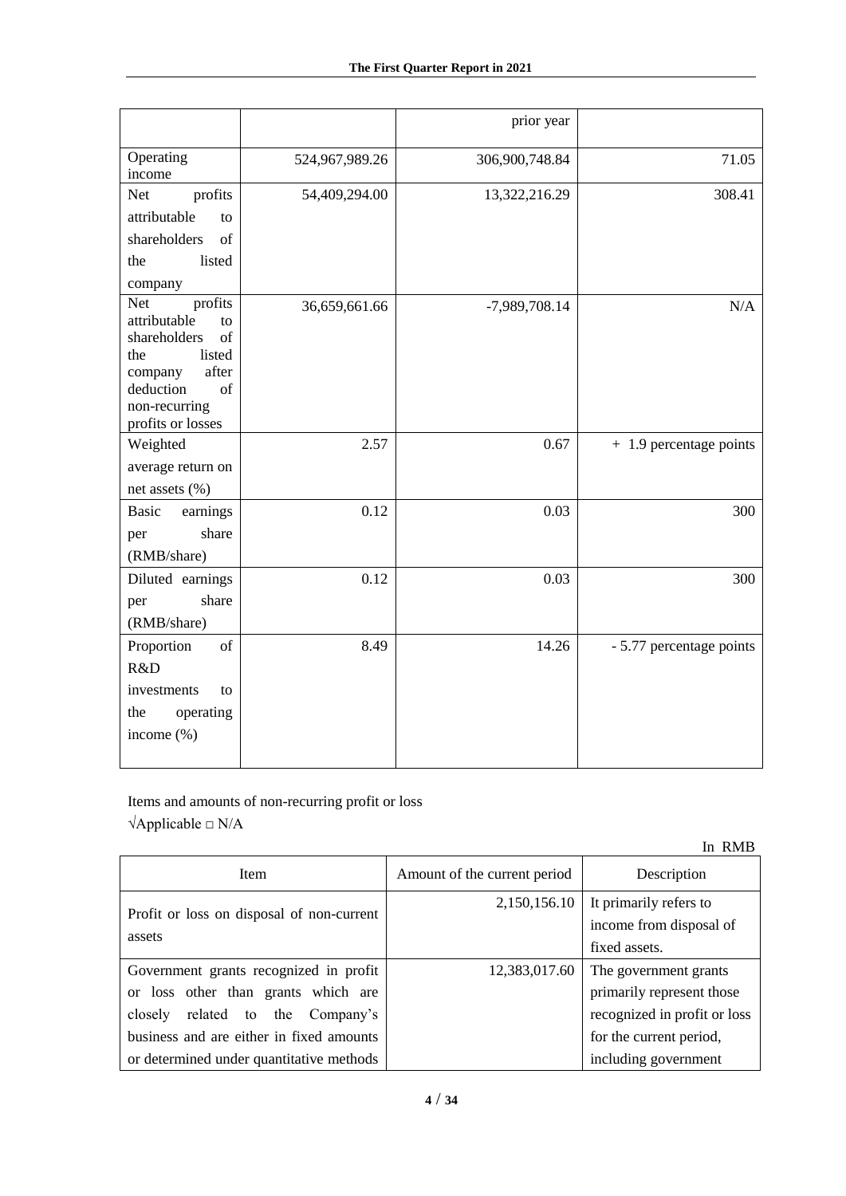| | | prior year | |
|---|---|---|---|
| Operating income | 524,967,989.26 | 306,900,748.84 | 71.05 |
| Net profits attributable to shareholders of the listed company | 54,409,294.00 | 13,322,216.29 | 308.41 |
| Net profits attributable to shareholders of the listed company after deduction of non-recurring profits or losses | 36,659,661.66 | -7,989,708.14 | N/A |
| Weighted average return on net assets (%) | 2.57 | 0.67 | + 1.9 percentage points |
| Basic earnings per share (RMB/share) | 0.12 | 0.03 | 300 |
| Diluted earnings per share (RMB/share) | 0.12 | 0.03 | 300 |
| Proportion of R&D investments to the operating income (%) | 8.49 | 14.26 | - 5.77 percentage points |

Items and amounts of non-recurring profit or loss

√Applicable □ N/A

In RMB

| Item | Amount of the current period | Description |
|---|---|---|
| Profit or loss on disposal of non-current assets | 2,150,156.10 | It primarily refers to income from disposal of fixed assets. |
| Government grants recognized in profit or loss other than grants which are closely related to the Company's business and are either in fixed amounts or determined under quantitative methods | 12,383,017.60 | The government grants primarily represent those recognized in profit or loss for the current period, including government |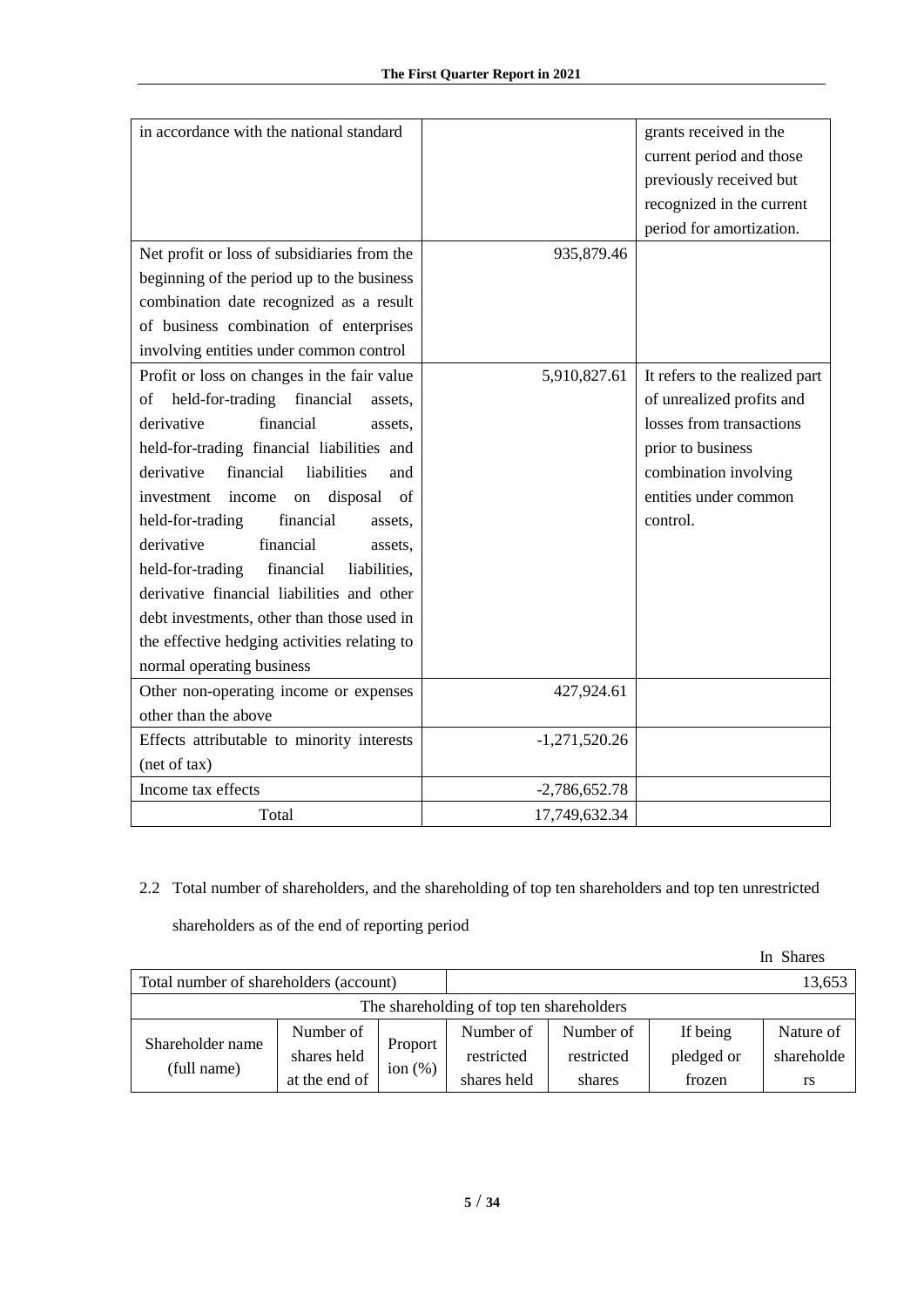| | | |
|---|---|---|
| in accordance with the national standard | | grants received in the current period and those previously received but recognized in the current period for amortization. |
| Net profit or loss of subsidiaries from the beginning of the period up to the business combination date recognized as a result of business combination of enterprises involving entities under common control | 935,879.46 | |
| Profit or loss on changes in the fair value of held-for-trading financial assets, derivative financial assets, held-for-trading financial liabilities and derivative financial liabilities and investment income on disposal of held-for-trading financial assets, derivative financial assets, held-for-trading financial liabilities, derivative financial liabilities and other debt investments, other than those used in the effective hedging activities relating to normal operating business | 5,910,827.61 | It refers to the realized part of unrealized profits and losses from transactions prior to business combination involving entities under common control. |
| Other non-operating income or expenses other than the above | 427,924.61 | |
| Effects attributable to minority interests (net of tax) | -1,271,520.26 | |
| Income tax effects | -2,786,652.78 | |
| Total | 17,749,632.34 | |

2.2 Total number of shareholders, and the shareholding of top ten shareholders and top ten unrestricted shareholders as of the end of reporting period

In Shares

| Total number of shareholders (account) | | | 13,653 | | | |
|---|---|---|---|---|---|---|
| The shareholding of top ten shareholders | | | | | | |
| Shareholder name (full name) | Number of shares held at the end of | Proportion (%) | Number of restricted shares held | Number of restricted shares | If being pledged or frozen | Nature of shareholders |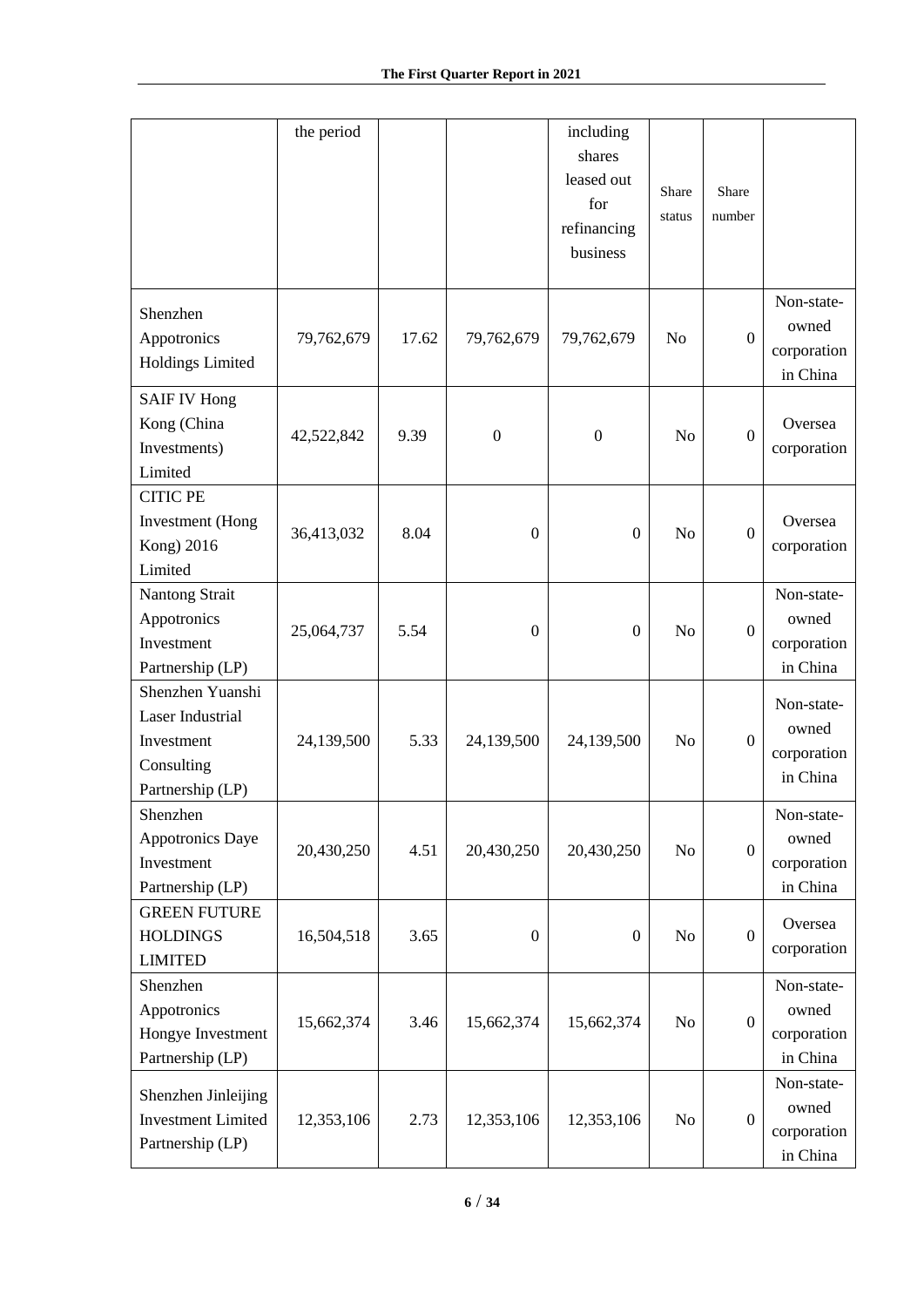| | the period | | | including shares leased out for refinancing business | Share status | Share number | |
|---|---|---|---|---|---|---|---|
| Shenzhen Appotronics Holdings Limited | 79,762,679 | 17.62 | 79,762,679 | 79,762,679 | No | 0 | Non-state-owned corporation in China |
| SAIF IV Hong Kong (China Investments) Limited | 42,522,842 | 9.39 | 0 | 0 | No | 0 | Oversea corporation |
| CITIC PE Investment (Hong Kong) 2016 Limited | 36,413,032 | 8.04 | 0 | 0 | No | 0 | Oversea corporation |
| Nantong Strait Appotronics Investment Partnership (LP) | 25,064,737 | 5.54 | 0 | 0 | No | 0 | Non-state-owned corporation in China |
| Shenzhen Yuanshi Laser Industrial Investment Consulting Partnership (LP) | 24,139,500 | 5.33 | 24,139,500 | 24,139,500 | No | 0 | Non-state-owned corporation in China |
| Shenzhen Appotronics Daye Investment Partnership (LP) | 20,430,250 | 4.51 | 20,430,250 | 20,430,250 | No | 0 | Non-state-owned corporation in China |
| GREEN FUTURE HOLDINGS LIMITED | 16,504,518 | 3.65 | 0 | 0 | No | 0 | Oversea corporation |
| Shenzhen Appotronics Hongye Investment Partnership (LP) | 15,662,374 | 3.46 | 15,662,374 | 15,662,374 | No | 0 | Non-state-owned corporation in China |
| Shenzhen Jinleijing Investment Limited Partnership (LP) | 12,353,106 | 2.73 | 12,353,106 | 12,353,106 | No | 0 | Non-state-owned corporation in China |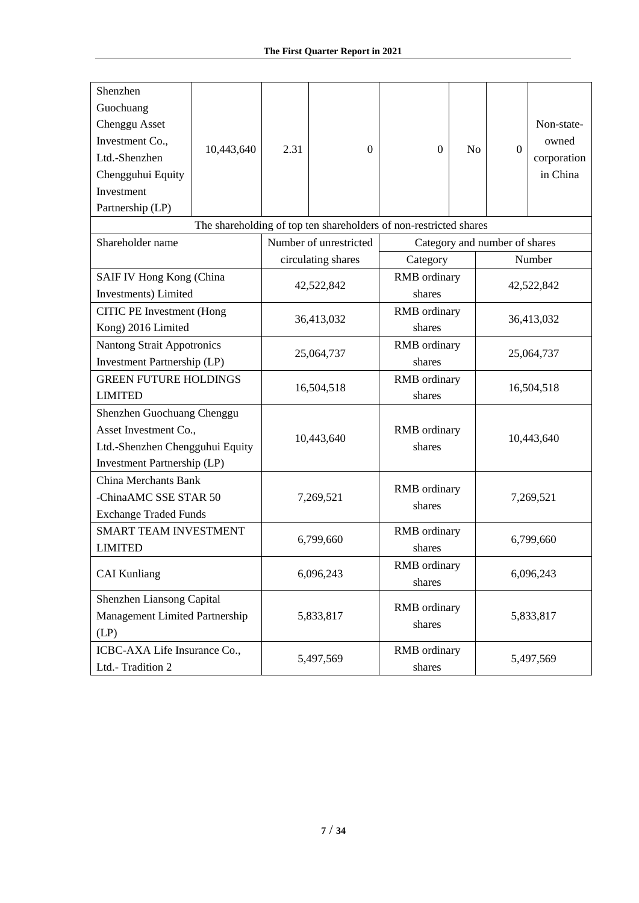| Shenzhen Guochuang Chenggu Asset Investment Co., Ltd.-Shenzhen Chengguhui Equity Investment Partnership (LP) | 10,443,640 | 2.31 | 0 | 0 | No | 0 | Non-state-owned corporation in China |
|---|---|---|---|---|---|---|---|

| The shareholding of top ten shareholders of non-restricted shares | | | |
|---|---|---|---|
| Shareholder name | Number of unrestricted circulating shares | Category and number of shares | |
| | | Category | Number |
| SAIF IV Hong Kong (China Investments) Limited | 42,522,842 | RMB ordinary shares | 42,522,842 |
| CITIC PE Investment (Hong Kong) 2016 Limited | 36,413,032 | RMB ordinary shares | 36,413,032 |
| Nantong Strait Appotronics Investment Partnership (LP) | 25,064,737 | RMB ordinary shares | 25,064,737 |
| GREEN FUTURE HOLDINGS LIMITED | 16,504,518 | RMB ordinary shares | 16,504,518 |
| Shenzhen Guochuang Chenggu Asset Investment Co., Ltd.-Shenzhen Chengguhui Equity Investment Partnership (LP) | 10,443,640 | RMB ordinary shares | 10,443,640 |
| China Merchants Bank -ChinaAMC SSE STAR 50 Exchange Traded Funds | 7,269,521 | RMB ordinary shares | 7,269,521 |
| SMART TEAM INVESTMENT LIMITED | 6,799,660 | RMB ordinary shares | 6,799,660 |
| CAI Kunliang | 6,096,243 | RMB ordinary shares | 6,096,243 |
| Shenzhen Liansong Capital Management Limited Partnership (LP) | 5,833,817 | RMB ordinary shares | 5,833,817 |
| ICBC-AXA Life Insurance Co., Ltd.- Tradition 2 | 5,497,569 | RMB ordinary shares | 5,497,569 |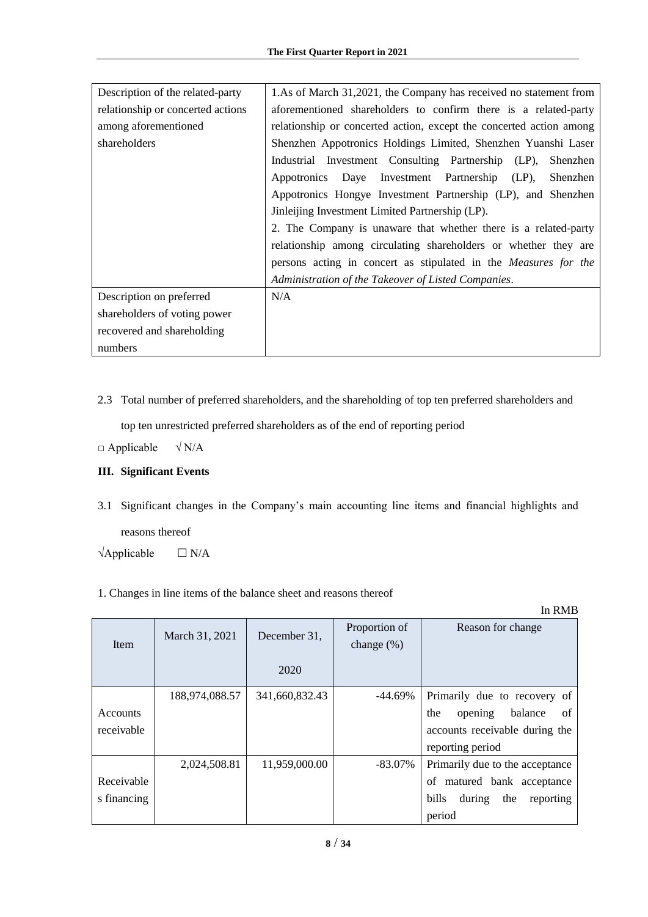| Description of the related-party relationship or concerted actions among aforementioned shareholders | 1.As of March 31,2021, the Company has received no statement from aforementioned shareholders to confirm there is a related-party relationship or concerted action, except the concerted action among Shenzhen Appotronics Holdings Limited, Shenzhen Yuanshi Laser Industrial Investment Consulting Partnership (LP), Shenzhen Appotronics Daye Investment Partnership (LP), Shenzhen Appotronics Hongye Investment Partnership (LP), and Shenzhen Jinleijing Investment Limited Partnership (LP).<br>2. The Company is unaware that whether there is a related-party relationship among circulating shareholders or whether they are persons acting in concert as stipulated in the *Measures for the Administration of the Takeover of Listed Companies*. |
|---|---|
| Description on preferred shareholders of voting power recovered and shareholding numbers | N/A |

2.3 Total number of preferred shareholders, and the shareholding of top ten preferred shareholders and top ten unrestricted preferred shareholders as of the end of reporting period

□ Applicable √ N/A

## III. Significant Events

3.1 Significant changes in the Company's main accounting line items and financial highlights and reasons thereof

√Applicable □ N/A

1. Changes in line items of the balance sheet and reasons thereof

In RMB

| Item | March 31, 2021 | December 31, 2020 | Proportion of change (%) | Reason for change |
|---|---|---|---|---|
| Accounts receivable | 188,974,088.57 | 341,660,832.43 | -44.69% | Primarily due to recovery of the opening balance of accounts receivable during the reporting period |
| Receivables financing | 2,024,508.81 | 11,959,000.00 | -83.07% | Primarily due to the acceptance of matured bank acceptance bills during the reporting period |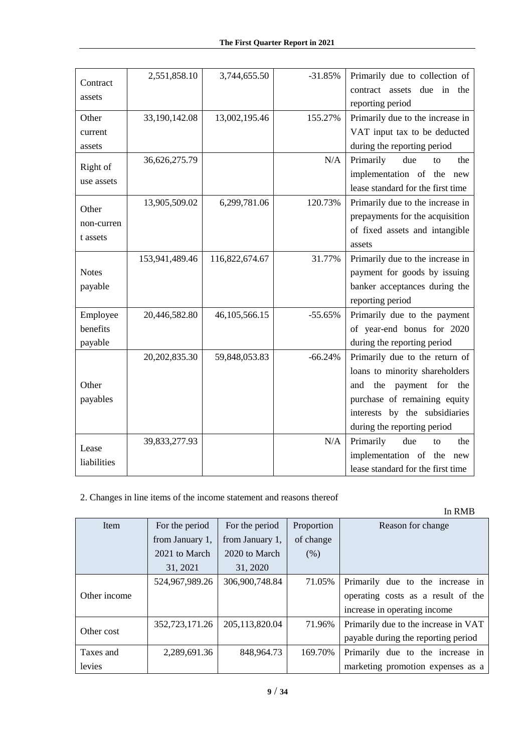| | | | | |
|---|---|---|---|---|
| Contract assets | 2,551,858.10 | 3,744,655.50 | -31.85% | Primarily due to collection of contract assets due in the reporting period |
| Other current assets | 33,190,142.08 | 13,002,195.46 | 155.27% | Primarily due to the increase in VAT input tax to be deducted during the reporting period |
| Right of use assets | 36,626,275.79 | | N/A | Primarily due to the implementation of the new lease standard for the first time |
| Other non-current assets | 13,905,509.02 | 6,299,781.06 | 120.73% | Primarily due to the increase in prepayments for the acquisition of fixed assets and intangible assets |
| Notes payable | 153,941,489.46 | 116,822,674.67 | 31.77% | Primarily due to the increase in payment for goods by issuing banker acceptances during the reporting period |
| Employee benefits payable | 20,446,582.80 | 46,105,566.15 | -55.65% | Primarily due to the payment of year-end bonus for 2020 during the reporting period |
| Other payables | 20,202,835.30 | 59,848,053.83 | -66.24% | Primarily due to the return of loans to minority shareholders and the payment for the purchase of remaining equity interests by the subsidiaries during the reporting period |
| Lease liabilities | 39,833,277.93 | | N/A | Primarily due to the implementation of the new lease standard for the first time |

2. Changes in line items of the income statement and reasons thereof

In RMB

| Item | For the period from January 1, 2021 to March 31, 2021 | For the period from January 1, 2020 to March 31, 2020 | Proportion of change (%) | Reason for change |
|---|---|---|---|---|
| Other income | 524,967,989.26 | 306,900,748.84 | 71.05% | Primarily due to the increase in operating costs as a result of the increase in operating income |
| Other cost | 352,723,171.26 | 205,113,820.04 | 71.96% | Primarily due to the increase in VAT payable during the reporting period |
| Taxes and levies | 2,289,691.36 | 848,964.73 | 169.70% | Primarily due to the increase in marketing promotion expenses as a |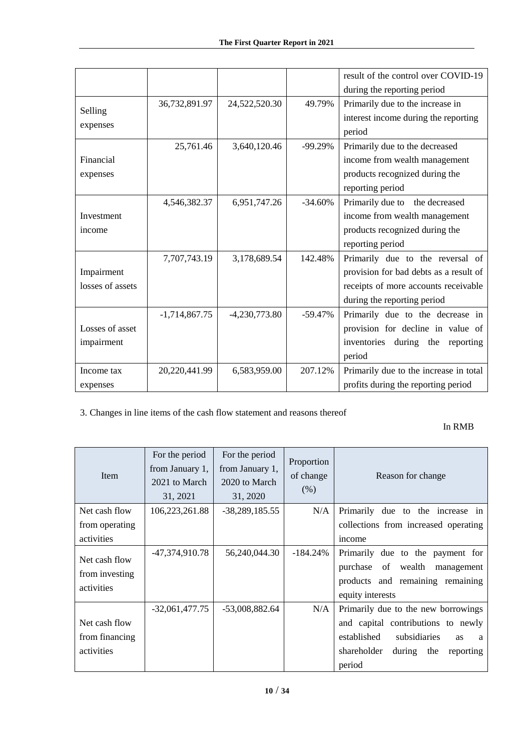| | | | | result of the control over COVID-19 during the reporting period |
|---|---|---|---|---|
| Selling expenses | 36,732,891.97 | 24,522,520.30 | 49.79% | Primarily due to the increase in interest income during the reporting period |
| Financial expenses | 25,761.46 | 3,640,120.46 | -99.29% | Primarily due to the decreased income from wealth management products recognized during the reporting period |
| Investment income | 4,546,382.37 | 6,951,747.26 | -34.60% | Primarily due to the decreased income from wealth management products recognized during the reporting period |
| Impairment losses of assets | 7,707,743.19 | 3,178,689.54 | 142.48% | Primarily due to the reversal of provision for bad debts as a result of receipts of more accounts receivable during the reporting period |
| Losses of asset impairment | -1,714,867.75 | -4,230,773.80 | -59.47% | Primarily due to the decrease in provision for decline in value of inventories during the reporting period |
| Income tax expenses | 20,220,441.99 | 6,583,959.00 | 207.12% | Primarily due to the increase in total profits during the reporting period |

3. Changes in line items of the cash flow statement and reasons thereof

In RMB

| Item | For the period from January 1, 2021 to March 31, 2021 | For the period from January 1, 2020 to March 31, 2020 | Proportion of change (%) | Reason for change |
|---|---|---|---|---|
| Net cash flow from operating activities | 106,223,261.88 | -38,289,185.55 | N/A | Primarily due to the increase in collections from increased operating income |
| Net cash flow from investing activities | -47,374,910.78 | 56,240,044.30 | -184.24% | Primarily due to the payment for purchase of wealth management products and remaining remaining equity interests |
| Net cash flow from financing activities | -32,061,477.75 | -53,008,882.64 | N/A | Primarily due to the new borrowings and capital contributions to newly established subsidiaries as a shareholder during the reporting period |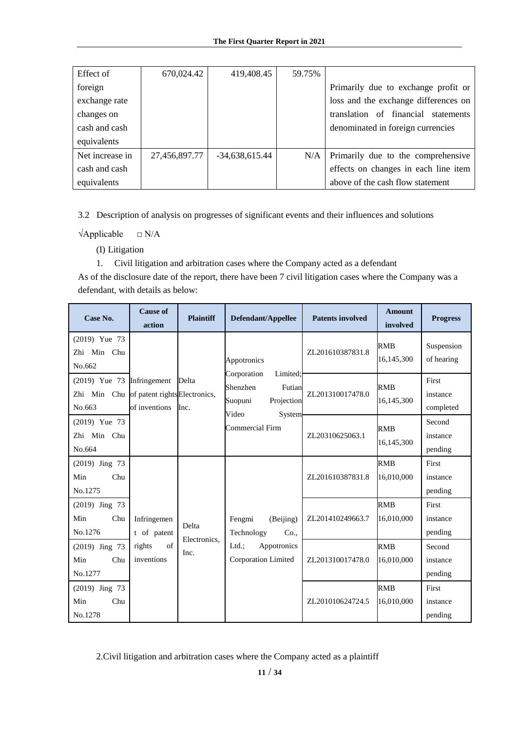| Effect of foreign exchange rate changes on cash and cash equivalents | 670,024.42 | 419,408.45 | 59.75% | Primarily due to exchange profit or loss and the exchange differences on translation of financial statements denominated in foreign currencies |
|---|---|---|---|---|
| Net increase in cash and cash equivalents | 27,456,897.77 | -34,638,615.44 | N/A | Primarily due to the comprehensive effects on changes in each line item above of the cash flow statement |

3.2 Description of analysis on progresses of significant events and their influences and solutions

√Applicable □ N/A

(I) Litigation

1. Civil litigation and arbitration cases where the Company acted as a defendant

As of the disclosure date of the report, there have been 7 civil litigation cases where the Company was a defendant, with details as below:

| Case No. | Cause of action | Plaintiff | Defendant/Appellee | Patents involved | Amount involved | Progress |
|---|---|---|---|---|---|---|
| (2019) Yue 73 Zhi Min Chu No.662 | Infringement of patent rights of inventions | Delta Electronics, Inc. | Appotronics Corporation Limited; Shenzhen Futian Suopuni Projection Video System Commercial Firm | ZL201610387831.8 | RMB 16,145,300 | Suspension of hearing |
| (2019) Yue 73 Zhi Min Chu No.663 | | | | ZL201310017478.0 | RMB 16,145,300 | First instance completed |
| (2019) Yue 73 Zhi Min Chu No.664 | | | | ZL20310625063.1 | RMB 16,145,300 | Second instance pending |
| (2019) Jing 73 Min Chu No.1275 | Infringement of patent rights of inventions | Delta Electronics, Inc. | Fengmi (Beijing) Technology Co., Ltd.; Appotronics Corporation Limited | ZL201610387831.8 | RMB 16,010,000 | First instance pending |
| (2019) Jing 73 Min Chu No.1276 | | | | ZL201410249663.7 | RMB 16,010,000 | First instance pending |
| (2019) Jing 73 Min Chu No.1277 | | | | ZL201310017478.0 | RMB 16,010,000 | Second instance pending |
| (2019) Jing 73 Min Chu No.1278 | | | | ZL201010624724.5 | RMB 16,010,000 | First instance pending |

2.Civil litigation and arbitration cases where the Company acted as a plaintiff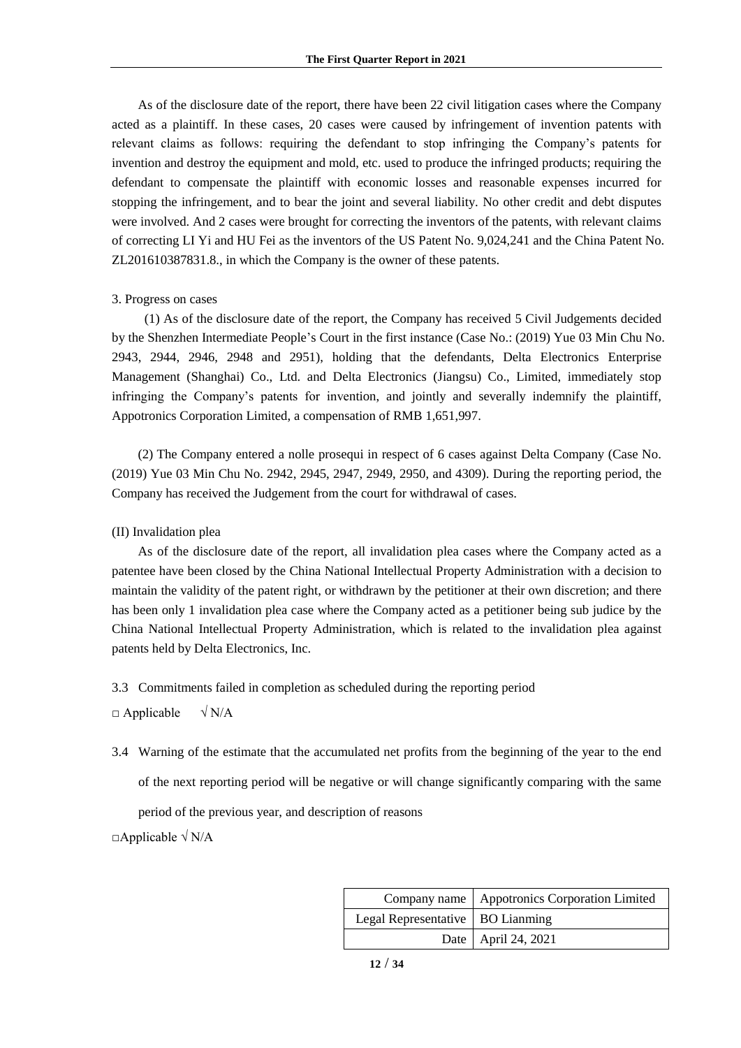As of the disclosure date of the report, there have been 22 civil litigation cases where the Company acted as a plaintiff. In these cases, 20 cases were caused by infringement of invention patents with relevant claims as follows: requiring the defendant to stop infringing the Company's patents for invention and destroy the equipment and mold, etc. used to produce the infringed products; requiring the defendant to compensate the plaintiff with economic losses and reasonable expenses incurred for stopping the infringement, and to bear the joint and several liability. No other credit and debt disputes were involved. And 2 cases were brought for correcting the inventors of the patents, with relevant claims of correcting LI Yi and HU Fei as the inventors of the US Patent No. 9,024,241 and the China Patent No. ZL201610387831.8., in which the Company is the owner of these patents.

3. Progress on cases

(1) As of the disclosure date of the report, the Company has received 5 Civil Judgements decided by the Shenzhen Intermediate People's Court in the first instance (Case No.: (2019) Yue 03 Min Chu No. 2943, 2944, 2946, 2948 and 2951), holding that the defendants, Delta Electronics Enterprise Management (Shanghai) Co., Ltd. and Delta Electronics (Jiangsu) Co., Limited, immediately stop infringing the Company's patents for invention, and jointly and severally indemnify the plaintiff, Appotronics Corporation Limited, a compensation of RMB 1,651,997.

(2) The Company entered a nolle prosequi in respect of 6 cases against Delta Company (Case No. (2019) Yue 03 Min Chu No. 2942, 2945, 2947, 2949, 2950, and 4309). During the reporting period, the Company has received the Judgement from the court for withdrawal of cases.

(II) Invalidation plea

As of the disclosure date of the report, all invalidation plea cases where the Company acted as a patentee have been closed by the China National Intellectual Property Administration with a decision to maintain the validity of the patent right, or withdrawn by the petitioner at their own discretion; and there has been only 1 invalidation plea case where the Company acted as a petitioner being sub judice by the China National Intellectual Property Administration, which is related to the invalidation plea against patents held by Delta Electronics, Inc.

3.3 Commitments failed in completion as scheduled during the reporting period

□ Applicable √ N/A

3.4 Warning of the estimate that the accumulated net profits from the beginning of the year to the end of the next reporting period will be negative or will change significantly comparing with the same period of the previous year, and description of reasons

□Applicable √ N/A

| Company name | Appotronics Corporation Limited |
|---|---|
| Legal Representative | BO Lianming |
| Date | April 24, 2021 |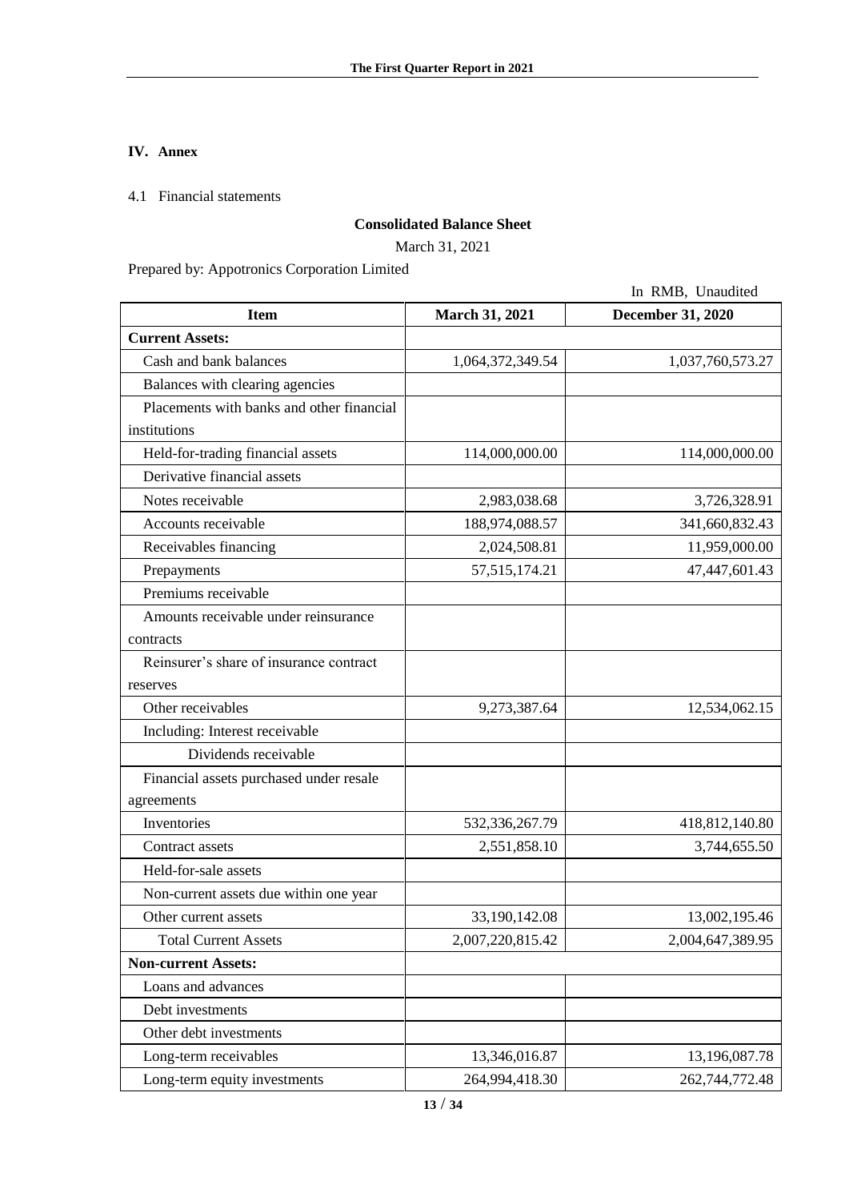## IV. Annex

4.1 Financial statements

**Consolidated Balance Sheet**

March 31, 2021

Prepared by: Appotronics Corporation Limited

In RMB, Unaudited

| Item | March 31, 2021 | December 31, 2020 |
|---|---|---|
| **Current Assets:** | | |
| Cash and bank balances | 1,064,372,349.54 | 1,037,760,573.27 |
| Balances with clearing agencies | | |
| Placements with banks and other financial institutions | | |
| Held-for-trading financial assets | 114,000,000.00 | 114,000,000.00 |
| Derivative financial assets | | |
| Notes receivable | 2,983,038.68 | 3,726,328.91 |
| Accounts receivable | 188,974,088.57 | 341,660,832.43 |
| Receivables financing | 2,024,508.81 | 11,959,000.00 |
| Prepayments | 57,515,174.21 | 47,447,601.43 |
| Premiums receivable | | |
| Amounts receivable under reinsurance contracts | | |
| Reinsurer's share of insurance contract reserves | | |
| Other receivables | 9,273,387.64 | 12,534,062.15 |
| Including: Interest receivable | | |
| Dividends receivable | | |
| Financial assets purchased under resale agreements | | |
| Inventories | 532,336,267.79 | 418,812,140.80 |
| Contract assets | 2,551,858.10 | 3,744,655.50 |
| Held-for-sale assets | | |
| Non-current assets due within one year | | |
| Other current assets | 33,190,142.08 | 13,002,195.46 |
| Total Current Assets | 2,007,220,815.42 | 2,004,647,389.95 |
| **Non-current Assets:** | | |
| Loans and advances | | |
| Debt investments | | |
| Other debt investments | | |
| Long-term receivables | 13,346,016.87 | 13,196,087.78 |
| Long-term equity investments | 264,994,418.30 | 262,744,772.48 |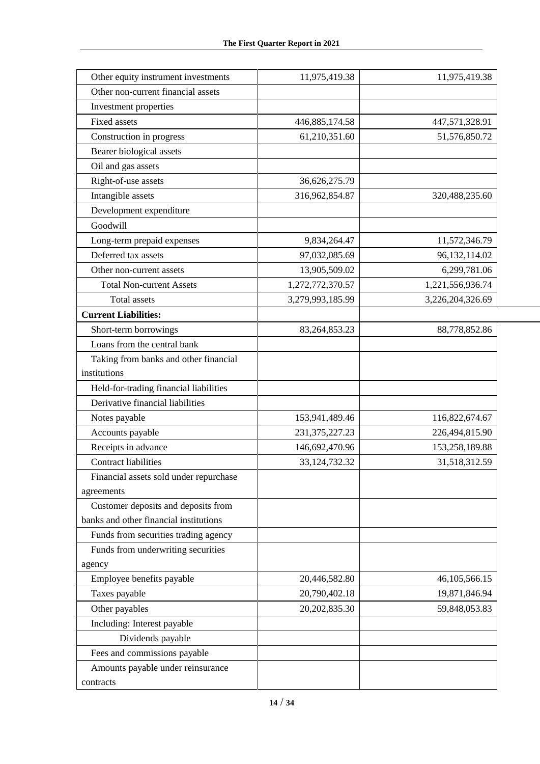| | | |
|---|---|---|
| Other equity instrument investments | 11,975,419.38 | 11,975,419.38 |
| Other non-current financial assets | | |
| Investment properties | | |
| Fixed assets | 446,885,174.58 | 447,571,328.91 |
| Construction in progress | 61,210,351.60 | 51,576,850.72 |
| Bearer biological assets | | |
| Oil and gas assets | | |
| Right-of-use assets | 36,626,275.79 | |
| Intangible assets | 316,962,854.87 | 320,488,235.60 |
| Development expenditure | | |
| Goodwill | | |
| Long-term prepaid expenses | 9,834,264.47 | 11,572,346.79 |
| Deferred tax assets | 97,032,085.69 | 96,132,114.02 |
| Other non-current assets | 13,905,509.02 | 6,299,781.06 |
| Total Non-current Assets | 1,272,772,370.57 | 1,221,556,936.74 |
| Total assets | 3,279,993,185.99 | 3,226,204,326.69 |
| **Current Liabilities:** | | |
| Short-term borrowings | 83,264,853.23 | 88,778,852.86 |
| Loans from the central bank | | |
| Taking from banks and other financial institutions | | |
| Held-for-trading financial liabilities | | |
| Derivative financial liabilities | | |
| Notes payable | 153,941,489.46 | 116,822,674.67 |
| Accounts payable | 231,375,227.23 | 226,494,815.90 |
| Receipts in advance | 146,692,470.96 | 153,258,189.88 |
| Contract liabilities | 33,124,732.32 | 31,518,312.59 |
| Financial assets sold under repurchase agreements | | |
| Customer deposits and deposits from banks and other financial institutions | | |
| Funds from securities trading agency | | |
| Funds from underwriting securities agency | | |
| Employee benefits payable | 20,446,582.80 | 46,105,566.15 |
| Taxes payable | 20,790,402.18 | 19,871,846.94 |
| Other payables | 20,202,835.30 | 59,848,053.83 |
| Including: Interest payable | | |
| Dividends payable | | |
| Fees and commissions payable | | |
| Amounts payable under reinsurance contracts | | |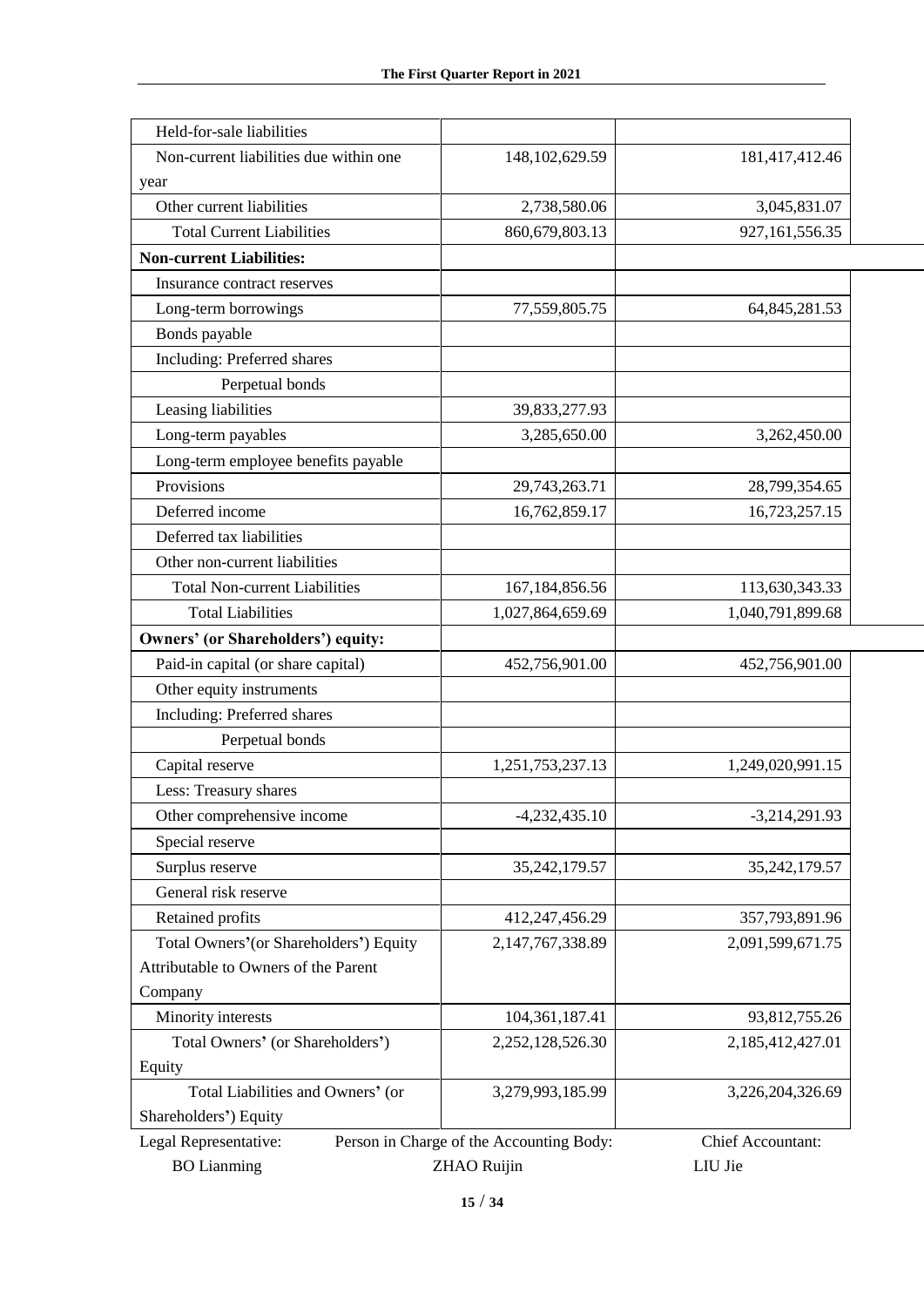| | | |
|---|---|---|
| Held-for-sale liabilities | | |
| Non-current liabilities due within one year | 148,102,629.59 | 181,417,412.46 |
| Other current liabilities | 2,738,580.06 | 3,045,831.07 |
| Total Current Liabilities | 860,679,803.13 | 927,161,556.35 |
| **Non-current Liabilities:** | | |
| Insurance contract reserves | | |
| Long-term borrowings | 77,559,805.75 | 64,845,281.53 |
| Bonds payable | | |
| Including: Preferred shares | | |
| Perpetual bonds | | |
| Leasing liabilities | 39,833,277.93 | |
| Long-term payables | 3,285,650.00 | 3,262,450.00 |
| Long-term employee benefits payable | | |
| Provisions | 29,743,263.71 | 28,799,354.65 |
| Deferred income | 16,762,859.17 | 16,723,257.15 |
| Deferred tax liabilities | | |
| Other non-current liabilities | | |
| Total Non-current Liabilities | 167,184,856.56 | 113,630,343.33 |
| Total Liabilities | 1,027,864,659.69 | 1,040,791,899.68 |
| **Owners' (or Shareholders') equity:** | | |
| Paid-in capital (or share capital) | 452,756,901.00 | 452,756,901.00 |
| Other equity instruments | | |
| Including: Preferred shares | | |
| Perpetual bonds | | |
| Capital reserve | 1,251,753,237.13 | 1,249,020,991.15 |
| Less: Treasury shares | | |
| Other comprehensive income | -4,232,435.10 | -3,214,291.93 |
| Special reserve | | |
| Surplus reserve | 35,242,179.57 | 35,242,179.57 |
| General risk reserve | | |
| Retained profits | 412,247,456.29 | 357,793,891.96 |
| Total Owners'(or Shareholders') Equity Attributable to Owners of the Parent Company | 2,147,767,338.89 | 2,091,599,671.75 |
| Minority interests | 104,361,187.41 | 93,812,755.26 |
| Total Owners' (or Shareholders') Equity | 2,252,128,526.30 | 2,185,412,427.01 |
| Total Liabilities and Owners' (or Shareholders') Equity | 3,279,993,185.99 | 3,226,204,326.69 |

Legal Representative: BO Lianming Person in Charge of the Accounting Body: ZHAO Ruijin Chief Accountant: LIU Jie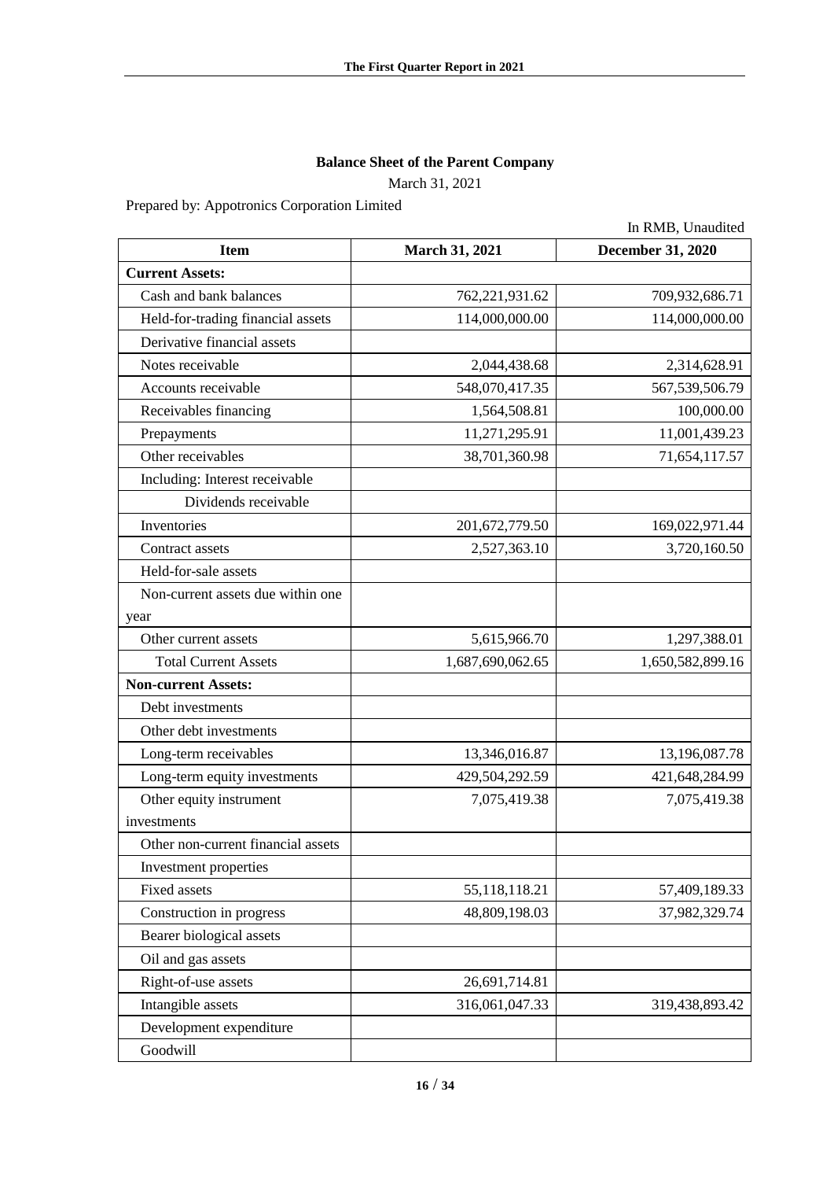**Balance Sheet of the Parent Company**

March 31, 2021

Prepared by: Appotronics Corporation Limited

In RMB, Unaudited

| Item | March 31, 2021 | December 31, 2020 |
|---|---|---|
| **Current Assets:** | | |
| Cash and bank balances | 762,221,931.62 | 709,932,686.71 |
| Held-for-trading financial assets | 114,000,000.00 | 114,000,000.00 |
| Derivative financial assets | | |
| Notes receivable | 2,044,438.68 | 2,314,628.91 |
| Accounts receivable | 548,070,417.35 | 567,539,506.79 |
| Receivables financing | 1,564,508.81 | 100,000.00 |
| Prepayments | 11,271,295.91 | 11,001,439.23 |
| Other receivables | 38,701,360.98 | 71,654,117.57 |
| Including: Interest receivable | | |
| Dividends receivable | | |
| Inventories | 201,672,779.50 | 169,022,971.44 |
| Contract assets | 2,527,363.10 | 3,720,160.50 |
| Held-for-sale assets | | |
| Non-current assets due within one year | | |
| Other current assets | 5,615,966.70 | 1,297,388.01 |
| Total Current Assets | 1,687,690,062.65 | 1,650,582,899.16 |
| **Non-current Assets:** | | |
| Debt investments | | |
| Other debt investments | | |
| Long-term receivables | 13,346,016.87 | 13,196,087.78 |
| Long-term equity investments | 429,504,292.59 | 421,648,284.99 |
| Other equity instrument investments | 7,075,419.38 | 7,075,419.38 |
| Other non-current financial assets | | |
| Investment properties | | |
| Fixed assets | 55,118,118.21 | 57,409,189.33 |
| Construction in progress | 48,809,198.03 | 37,982,329.74 |
| Bearer biological assets | | |
| Oil and gas assets | | |
| Right-of-use assets | 26,691,714.81 | |
| Intangible assets | 316,061,047.33 | 319,438,893.42 |
| Development expenditure | | |
| Goodwill | | |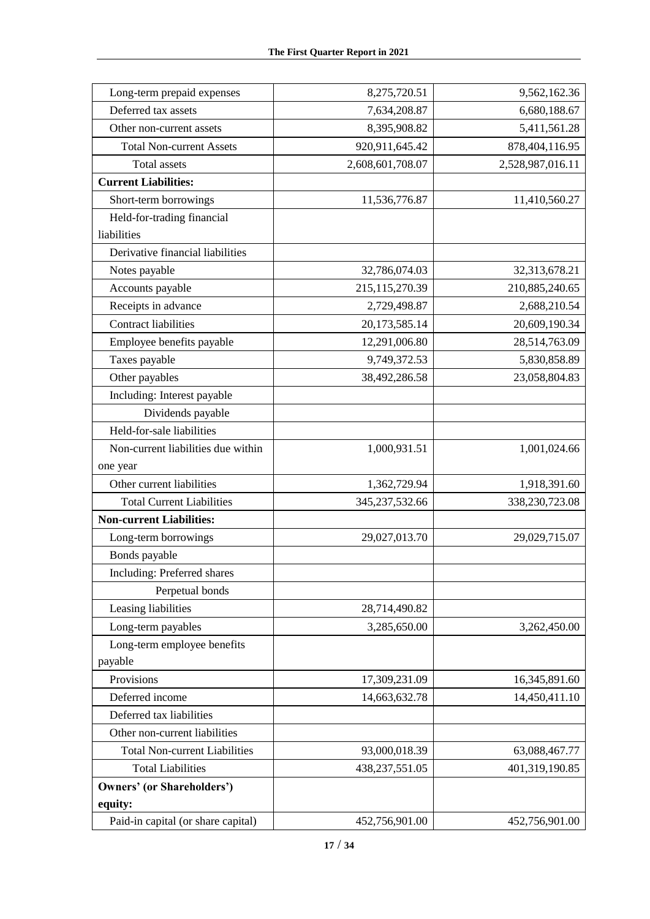| | | |
|---|---|---|
| Long-term prepaid expenses | 8,275,720.51 | 9,562,162.36 |
| Deferred tax assets | 7,634,208.87 | 6,680,188.67 |
| Other non-current assets | 8,395,908.82 | 5,411,561.28 |
| Total Non-current Assets | 920,911,645.42 | 878,404,116.95 |
| Total assets | 2,608,601,708.07 | 2,528,987,016.11 |
| **Current Liabilities:** | | |
| Short-term borrowings | 11,536,776.87 | 11,410,560.27 |
| Held-for-trading financial liabilities | | |
| Derivative financial liabilities | | |
| Notes payable | 32,786,074.03 | 32,313,678.21 |
| Accounts payable | 215,115,270.39 | 210,885,240.65 |
| Receipts in advance | 2,729,498.87 | 2,688,210.54 |
| Contract liabilities | 20,173,585.14 | 20,609,190.34 |
| Employee benefits payable | 12,291,006.80 | 28,514,763.09 |
| Taxes payable | 9,749,372.53 | 5,830,858.89 |
| Other payables | 38,492,286.58 | 23,058,804.83 |
| Including: Interest payable | | |
| Dividends payable | | |
| Held-for-sale liabilities | | |
| Non-current liabilities due within one year | 1,000,931.51 | 1,001,024.66 |
| Other current liabilities | 1,362,729.94 | 1,918,391.60 |
| Total Current Liabilities | 345,237,532.66 | 338,230,723.08 |
| **Non-current Liabilities:** | | |
| Long-term borrowings | 29,027,013.70 | 29,029,715.07 |
| Bonds payable | | |
| Including: Preferred shares | | |
| Perpetual bonds | | |
| Leasing liabilities | 28,714,490.82 | |
| Long-term payables | 3,285,650.00 | 3,262,450.00 |
| Long-term employee benefits payable | | |
| Provisions | 17,309,231.09 | 16,345,891.60 |
| Deferred income | 14,663,632.78 | 14,450,411.10 |
| Deferred tax liabilities | | |
| Other non-current liabilities | | |
| Total Non-current Liabilities | 93,000,018.39 | 63,088,467.77 |
| Total Liabilities | 438,237,551.05 | 401,319,190.85 |
| **Owners' (or Shareholders') equity:** | | |
| Paid-in capital (or share capital) | 452,756,901.00 | 452,756,901.00 |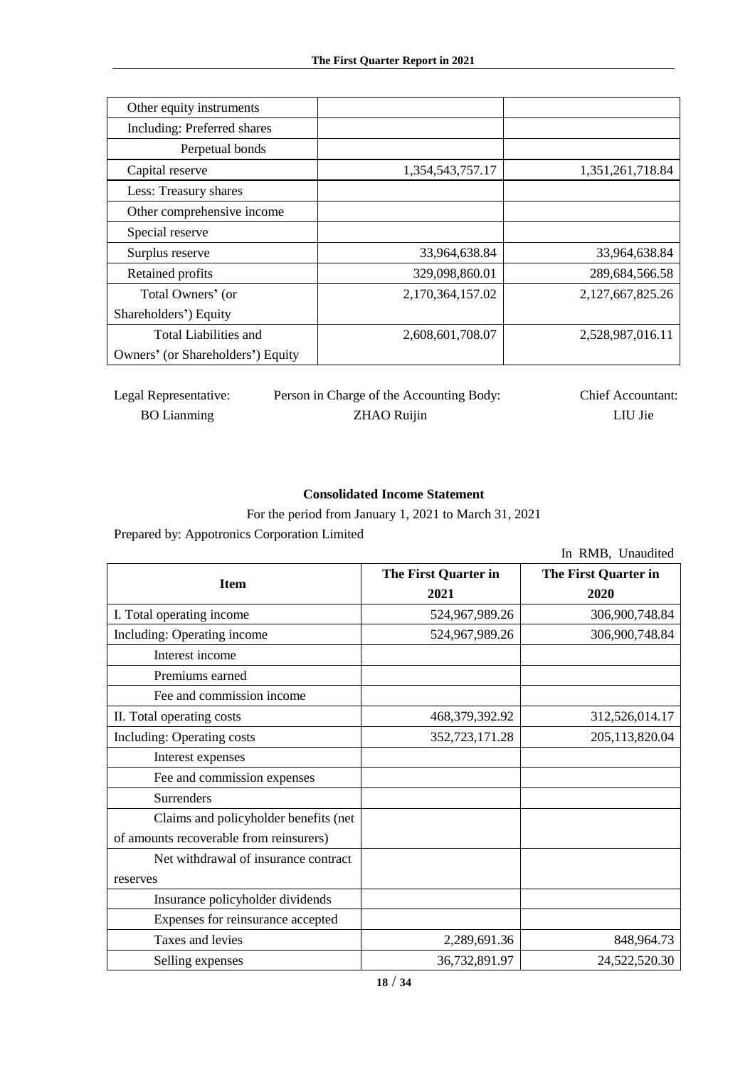| Other equity instruments | | |
| --- | --- | --- |
| Including: Preferred shares | | |
| Perpetual bonds | | |
| Capital reserve | 1,354,543,757.17 | 1,351,261,718.84 |
| Less: Treasury shares | | |
| Other comprehensive income | | |
| Special reserve | | |
| Surplus reserve | 33,964,638.84 | 33,964,638.84 |
| Retained profits | 329,098,860.01 | 289,684,566.58 |
| Total Owners' (or Shareholders') Equity | 2,170,364,157.02 | 2,127,667,825.26 |
| Total Liabilities and Owners' (or Shareholders') Equity | 2,608,601,708.07 | 2,528,987,016.11 |

Legal Representative: BO Lianming　　Person in Charge of the Accounting Body: ZHAO Ruijin　　Chief Accountant: LIU Jie

## Consolidated Income Statement

For the period from January 1, 2021 to March 31, 2021

Prepared by: Appotronics Corporation Limited

In RMB, Unaudited

| Item | The First Quarter in 2021 | The First Quarter in 2020 |
| --- | --- | --- |
| I. Total operating income | 524,967,989.26 | 306,900,748.84 |
| Including: Operating income | 524,967,989.26 | 306,900,748.84 |
| Interest income | | |
| Premiums earned | | |
| Fee and commission income | | |
| II. Total operating costs | 468,379,392.92 | 312,526,014.17 |
| Including: Operating costs | 352,723,171.28 | 205,113,820.04 |
| Interest expenses | | |
| Fee and commission expenses | | |
| Surrenders | | |
| Claims and policyholder benefits (net of amounts recoverable from reinsurers) | | |
| Net withdrawal of insurance contract reserves | | |
| Insurance policyholder dividends | | |
| Expenses for reinsurance accepted | | |
| Taxes and levies | 2,289,691.36 | 848,964.73 |
| Selling expenses | 36,732,891.97 | 24,522,520.30 |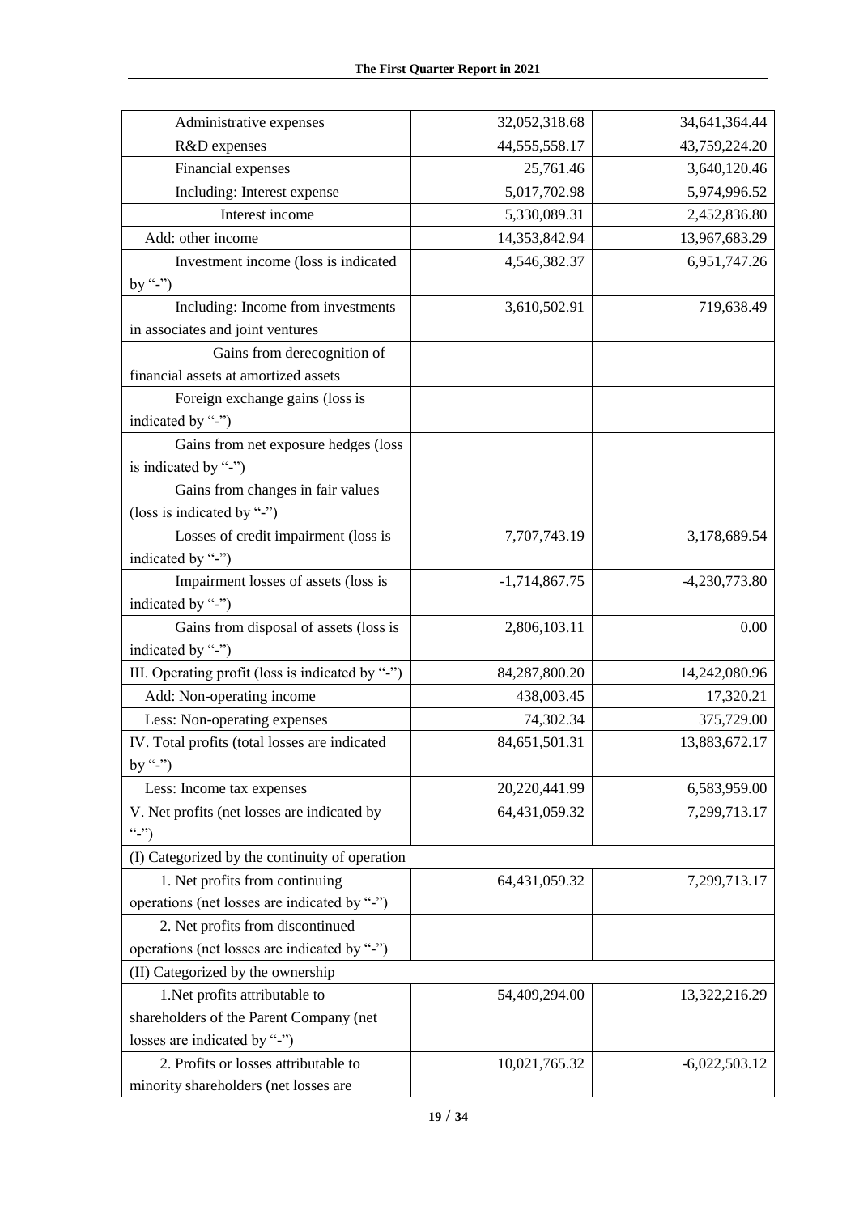| Administrative expenses | 32,052,318.68 | 34,641,364.44 |
|---|---|---|
| R&D expenses | 44,555,558.17 | 43,759,224.20 |
| Financial expenses | 25,761.46 | 3,640,120.46 |
| Including: Interest expense | 5,017,702.98 | 5,974,996.52 |
| Interest income | 5,330,089.31 | 2,452,836.80 |
| Add: other income | 14,353,842.94 | 13,967,683.29 |
| Investment income (loss is indicated by "-") | 4,546,382.37 | 6,951,747.26 |
| Including: Income from investments in associates and joint ventures | 3,610,502.91 | 719,638.49 |
| Gains from derecognition of financial assets at amortized assets | | |
| Foreign exchange gains (loss is indicated by "-") | | |
| Gains from net exposure hedges (loss is indicated by "-") | | |
| Gains from changes in fair values (loss is indicated by "-") | | |
| Losses of credit impairment (loss is indicated by "-") | 7,707,743.19 | 3,178,689.54 |
| Impairment losses of assets (loss is indicated by "-") | -1,714,867.75 | -4,230,773.80 |
| Gains from disposal of assets (loss is indicated by "-") | 2,806,103.11 | 0.00 |
| III. Operating profit (loss is indicated by "-") | 84,287,800.20 | 14,242,080.96 |
| Add: Non-operating income | 438,003.45 | 17,320.21 |
| Less: Non-operating expenses | 74,302.34 | 375,729.00 |
| IV. Total profits (total losses are indicated by "-") | 84,651,501.31 | 13,883,672.17 |
| Less: Income tax expenses | 20,220,441.99 | 6,583,959.00 |
| V. Net profits (net losses are indicated by "-") | 64,431,059.32 | 7,299,713.17 |
| (I) Categorized by the continuity of operation | | |
| 1. Net profits from continuing operations (net losses are indicated by "-") | 64,431,059.32 | 7,299,713.17 |
| 2. Net profits from discontinued operations (net losses are indicated by "-") | | |
| (II) Categorized by the ownership | | |
| 1.Net profits attributable to shareholders of the Parent Company (net losses are indicated by "-") | 54,409,294.00 | 13,322,216.29 |
| 2. Profits or losses attributable to minority shareholders (net losses are | 10,021,765.32 | -6,022,503.12 |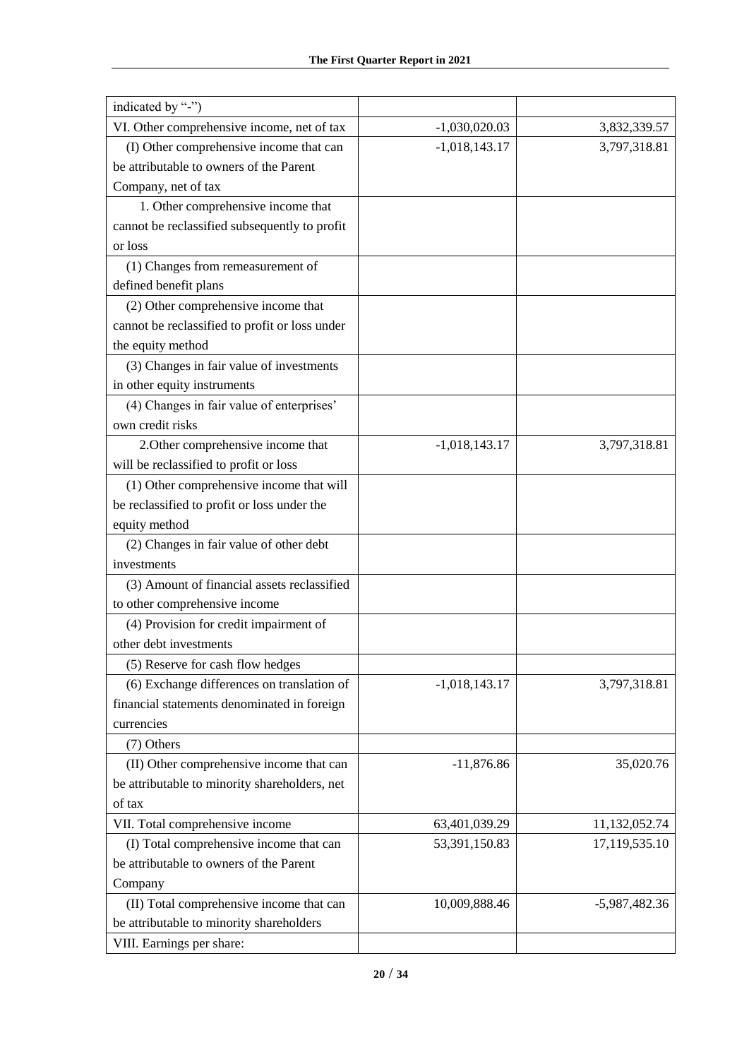| | | |
|---|---|---|
| indicated by "-") | | |
| VI. Other comprehensive income, net of tax | -1,030,020.03 | 3,832,339.57 |
| (I) Other comprehensive income that can be attributable to owners of the Parent Company, net of tax | -1,018,143.17 | 3,797,318.81 |
| 1. Other comprehensive income that cannot be reclassified subsequently to profit or loss | | |
| (1) Changes from remeasurement of defined benefit plans | | |
| (2) Other comprehensive income that cannot be reclassified to profit or loss under the equity method | | |
| (3) Changes in fair value of investments in other equity instruments | | |
| (4) Changes in fair value of enterprises' own credit risks | | |
| 2.Other comprehensive income that will be reclassified to profit or loss | -1,018,143.17 | 3,797,318.81 |
| (1) Other comprehensive income that will be reclassified to profit or loss under the equity method | | |
| (2) Changes in fair value of other debt investments | | |
| (3) Amount of financial assets reclassified to other comprehensive income | | |
| (4) Provision for credit impairment of other debt investments | | |
| (5) Reserve for cash flow hedges | | |
| (6) Exchange differences on translation of financial statements denominated in foreign currencies | -1,018,143.17 | 3,797,318.81 |
| (7) Others | | |
| (II) Other comprehensive income that can be attributable to minority shareholders, net of tax | -11,876.86 | 35,020.76 |
| VII. Total comprehensive income | 63,401,039.29 | 11,132,052.74 |
| (I) Total comprehensive income that can be attributable to owners of the Parent Company | 53,391,150.83 | 17,119,535.10 |
| (II) Total comprehensive income that can be attributable to minority shareholders | 10,009,888.46 | -5,987,482.36 |
| VIII. Earnings per share: | | |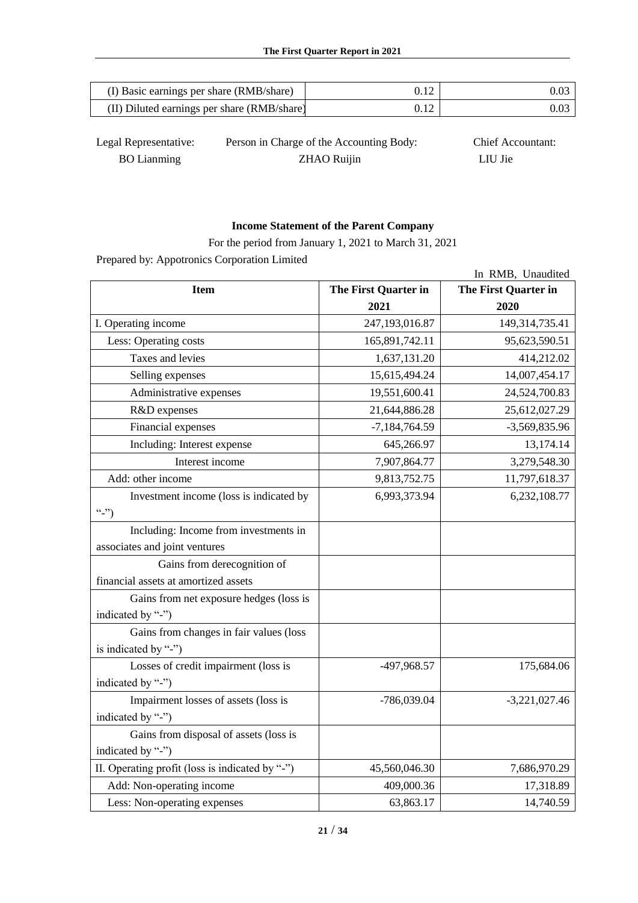| (I) Basic earnings per share (RMB/share) | 0.12 | 0.03 |
|---|---|---|
| (II) Diluted earnings per share (RMB/share) | 0.12 | 0.03 |

Legal Representative: BO Lianming    Person in Charge of the Accounting Body: ZHAO Ruijin    Chief Accountant: LIU Jie

**Income Statement of the Parent Company**

For the period from January 1, 2021 to March 31, 2021

Prepared by: Appotronics Corporation Limited

In RMB, Unaudited

| Item | The First Quarter in 2021 | The First Quarter in 2020 |
|---|---|---|
| I. Operating income | 247,193,016.87 | 149,314,735.41 |
| Less: Operating costs | 165,891,742.11 | 95,623,590.51 |
| Taxes and levies | 1,637,131.20 | 414,212.02 |
| Selling expenses | 15,615,494.24 | 14,007,454.17 |
| Administrative expenses | 19,551,600.41 | 24,524,700.83 |
| R&D expenses | 21,644,886.28 | 25,612,027.29 |
| Financial expenses | -7,184,764.59 | -3,569,835.96 |
| Including: Interest expense | 645,266.97 | 13,174.14 |
| Interest income | 7,907,864.77 | 3,279,548.30 |
| Add: other income | 9,813,752.75 | 11,797,618.37 |
| Investment income (loss is indicated by "-") | 6,993,373.94 | 6,232,108.77 |
| Including: Income from investments in associates and joint ventures | | |
| Gains from derecognition of financial assets at amortized assets | | |
| Gains from net exposure hedges (loss is indicated by "-") | | |
| Gains from changes in fair values (loss is indicated by "-") | | |
| Losses of credit impairment (loss is indicated by "-") | -497,968.57 | 175,684.06 |
| Impairment losses of assets (loss is indicated by "-") | -786,039.04 | -3,221,027.46 |
| Gains from disposal of assets (loss is indicated by "-") | | |
| II. Operating profit (loss is indicated by "-") | 45,560,046.30 | 7,686,970.29 |
| Add: Non-operating income | 409,000.36 | 17,318.89 |
| Less: Non-operating expenses | 63,863.17 | 14,740.59 |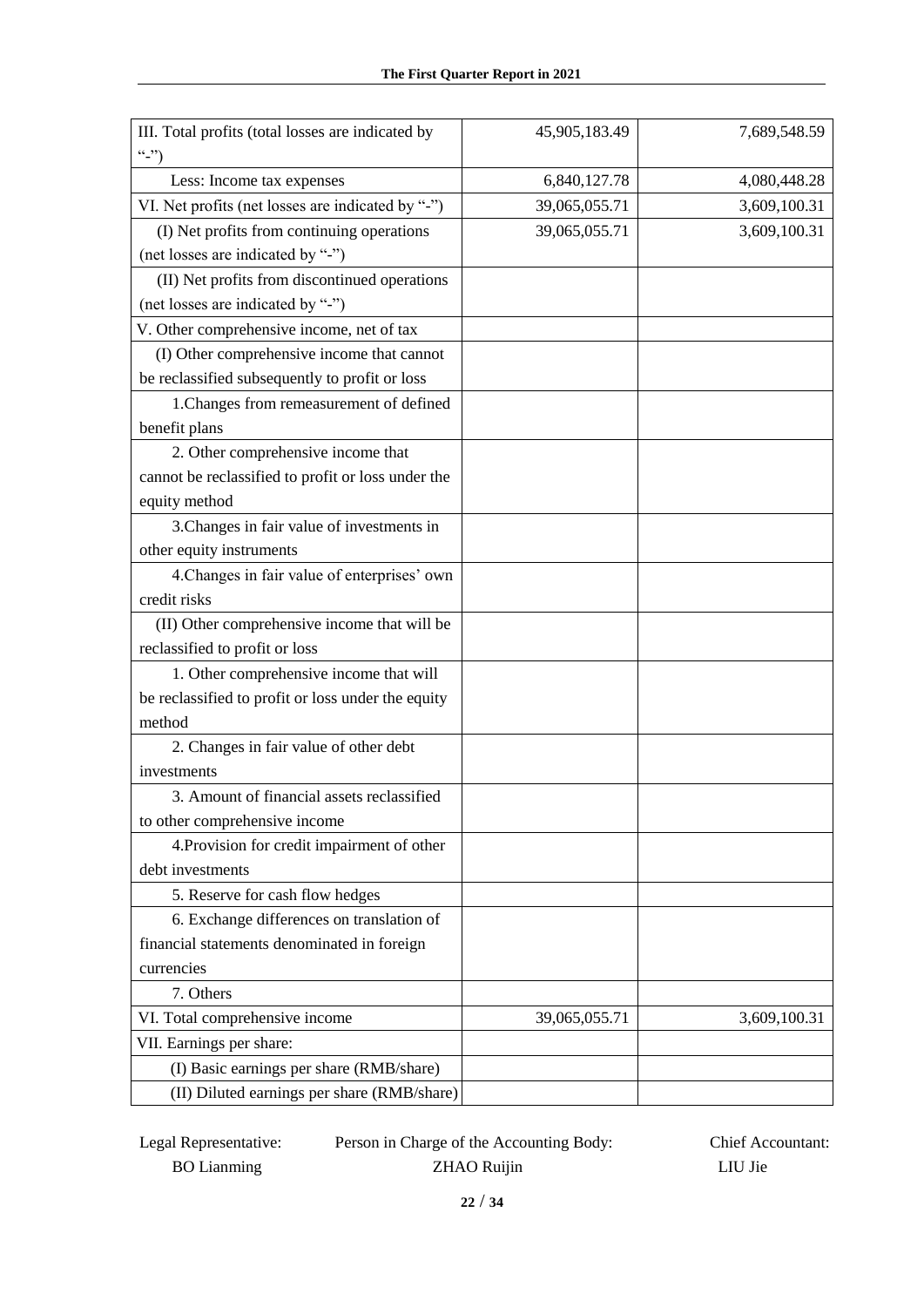| III. Total profits (total losses are indicated by "-") | 45,905,183.49 | 7,689,548.59 |
|---|---|---|
| Less: Income tax expenses | 6,840,127.78 | 4,080,448.28 |
| VI. Net profits (net losses are indicated by "-") | 39,065,055.71 | 3,609,100.31 |
| (I) Net profits from continuing operations (net losses are indicated by "-") | 39,065,055.71 | 3,609,100.31 |
| (II) Net profits from discontinued operations (net losses are indicated by "-") | | |
| V. Other comprehensive income, net of tax | | |
| (I) Other comprehensive income that cannot be reclassified subsequently to profit or loss | | |
| 1.Changes from remeasurement of defined benefit plans | | |
| 2. Other comprehensive income that cannot be reclassified to profit or loss under the equity method | | |
| 3.Changes in fair value of investments in other equity instruments | | |
| 4.Changes in fair value of enterprises' own credit risks | | |
| (II) Other comprehensive income that will be reclassified to profit or loss | | |
| 1. Other comprehensive income that will be reclassified to profit or loss under the equity method | | |
| 2. Changes in fair value of other debt investments | | |
| 3. Amount of financial assets reclassified to other comprehensive income | | |
| 4.Provision for credit impairment of other debt investments | | |
| 5. Reserve for cash flow hedges | | |
| 6. Exchange differences on translation of financial statements denominated in foreign currencies | | |
| 7. Others | | |
| VI. Total comprehensive income | 39,065,055.71 | 3,609,100.31 |
| VII. Earnings per share: | | |
| (I) Basic earnings per share (RMB/share) | | |
| (II) Diluted earnings per share (RMB/share) | | |

Legal Representative: BO Lianming    Person in Charge of the Accounting Body: ZHAO Ruijin    Chief Accountant: LIU Jie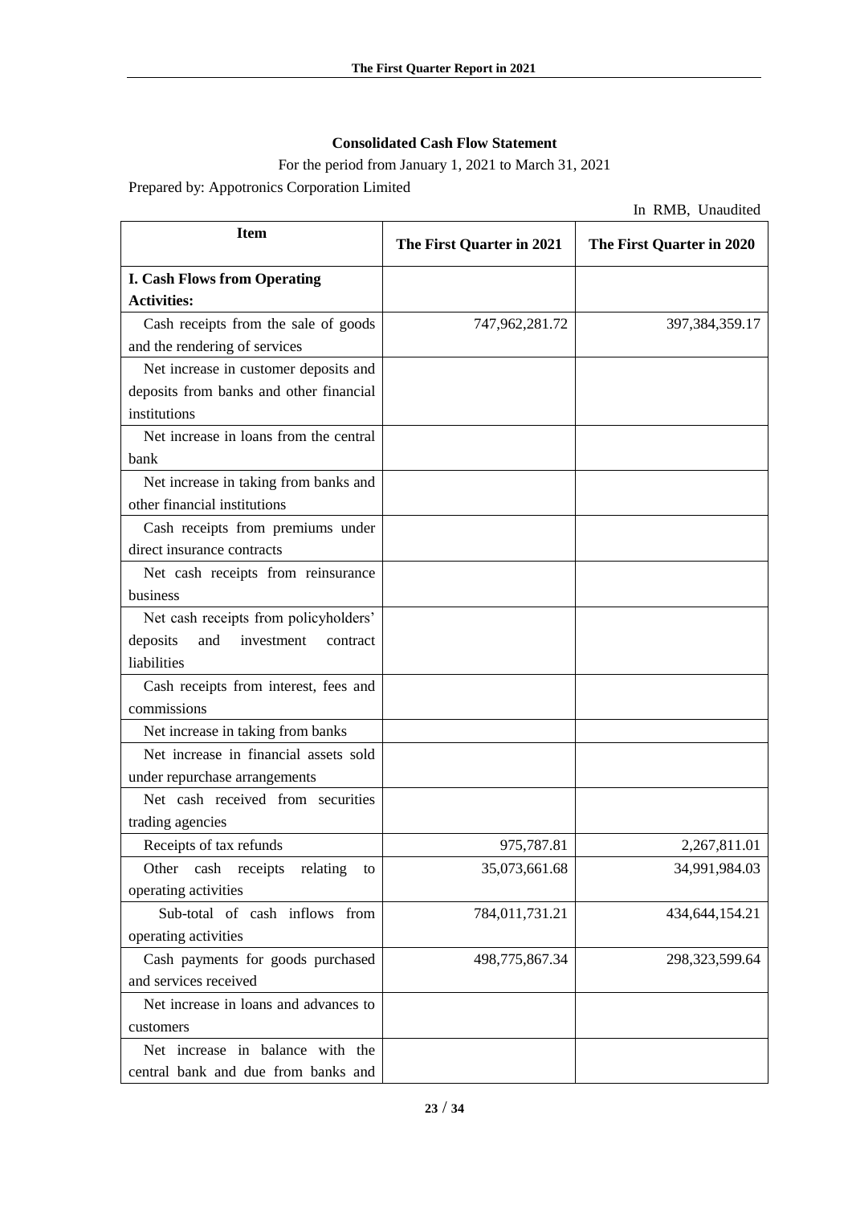**Consolidated Cash Flow Statement**

For the period from January 1, 2021 to March 31, 2021

Prepared by: Appotronics Corporation Limited

In RMB, Unaudited

| Item | The First Quarter in 2021 | The First Quarter in 2020 |
|---|---|---|
| **I. Cash Flows from Operating Activities:** | | |
| Cash receipts from the sale of goods and the rendering of services | 747,962,281.72 | 397,384,359.17 |
| Net increase in customer deposits and deposits from banks and other financial institutions | | |
| Net increase in loans from the central bank | | |
| Net increase in taking from banks and other financial institutions | | |
| Cash receipts from premiums under direct insurance contracts | | |
| Net cash receipts from reinsurance business | | |
| Net cash receipts from policyholders' deposits and investment contract liabilities | | |
| Cash receipts from interest, fees and commissions | | |
| Net increase in taking from banks | | |
| Net increase in financial assets sold under repurchase arrangements | | |
| Net cash received from securities trading agencies | | |
| Receipts of tax refunds | 975,787.81 | 2,267,811.01 |
| Other cash receipts relating to operating activities | 35,073,661.68 | 34,991,984.03 |
| Sub-total of cash inflows from operating activities | 784,011,731.21 | 434,644,154.21 |
| Cash payments for goods purchased and services received | 498,775,867.34 | 298,323,599.64 |
| Net increase in loans and advances to customers | | |
| Net increase in balance with the central bank and due from banks and | | |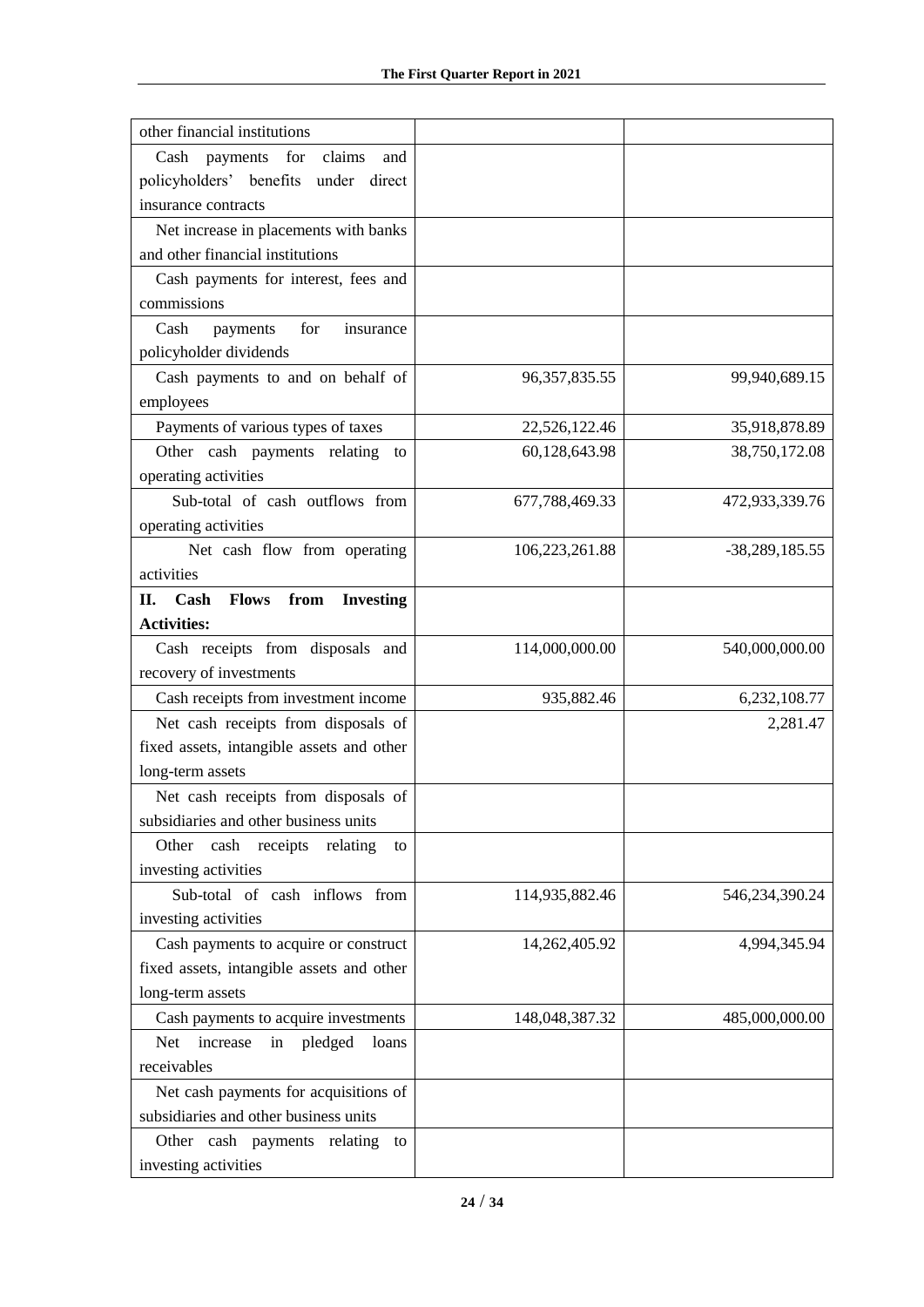| | | |
|---|---|---|
| other financial institutions | | |
| Cash payments for claims and policyholders' benefits under direct insurance contracts | | |
| Net increase in placements with banks and other financial institutions | | |
| Cash payments for interest, fees and commissions | | |
| Cash payments for insurance policyholder dividends | | |
| Cash payments to and on behalf of employees | 96,357,835.55 | 99,940,689.15 |
| Payments of various types of taxes | 22,526,122.46 | 35,918,878.89 |
| Other cash payments relating to operating activities | 60,128,643.98 | 38,750,172.08 |
| Sub-total of cash outflows from operating activities | 677,788,469.33 | 472,933,339.76 |
| Net cash flow from operating activities | 106,223,261.88 | -38,289,185.55 |
| **II. Cash Flows from Investing Activities:** | | |
| Cash receipts from disposals and recovery of investments | 114,000,000.00 | 540,000,000.00 |
| Cash receipts from investment income | 935,882.46 | 6,232,108.77 |
| Net cash receipts from disposals of fixed assets, intangible assets and other long-term assets | | 2,281.47 |
| Net cash receipts from disposals of subsidiaries and other business units | | |
| Other cash receipts relating to investing activities | | |
| Sub-total of cash inflows from investing activities | 114,935,882.46 | 546,234,390.24 |
| Cash payments to acquire or construct fixed assets, intangible assets and other long-term assets | 14,262,405.92 | 4,994,345.94 |
| Cash payments to acquire investments | 148,048,387.32 | 485,000,000.00 |
| Net increase in pledged loans receivables | | |
| Net cash payments for acquisitions of subsidiaries and other business units | | |
| Other cash payments relating to investing activities | | |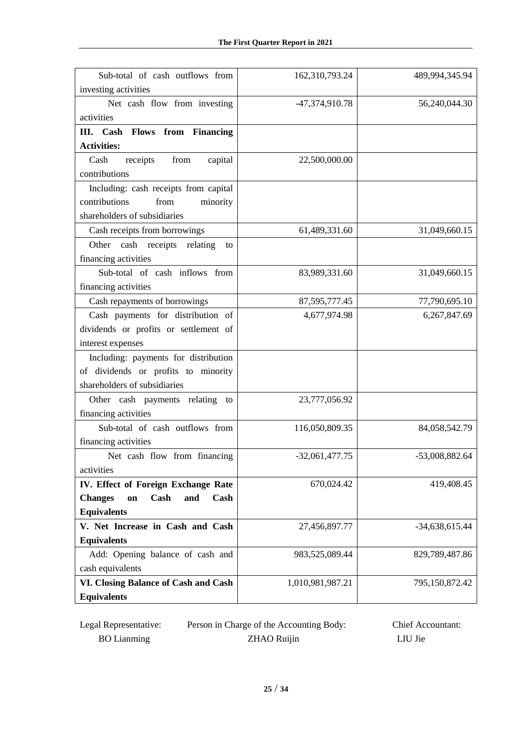| | | |
|---|---|---|
| Sub-total of cash outflows from investing activities | 162,310,793.24 | 489,994,345.94 |
| Net cash flow from investing activities | -47,374,910.78 | 56,240,044.30 |
| **III. Cash Flows from Financing Activities:** | | |
| Cash receipts from capital contributions | 22,500,000.00 | |
| Including: cash receipts from capital contributions from minority shareholders of subsidiaries | | |
| Cash receipts from borrowings | 61,489,331.60 | 31,049,660.15 |
| Other cash receipts relating to financing activities | | |
| Sub-total of cash inflows from financing activities | 83,989,331.60 | 31,049,660.15 |
| Cash repayments of borrowings | 87,595,777.45 | 77,790,695.10 |
| Cash payments for distribution of dividends or profits or settlement of interest expenses | 4,677,974.98 | 6,267,847.69 |
| Including: payments for distribution of dividends or profits to minority shareholders of subsidiaries | | |
| Other cash payments relating to financing activities | 23,777,056.92 | |
| Sub-total of cash outflows from financing activities | 116,050,809.35 | 84,058,542.79 |
| Net cash flow from financing activities | -32,061,477.75 | -53,008,882.64 |
| **IV. Effect of Foreign Exchange Rate Changes on Cash and Cash Equivalents** | 670,024.42 | 419,408.45 |
| **V. Net Increase in Cash and Cash Equivalents** | 27,456,897.77 | -34,638,615.44 |
| Add: Opening balance of cash and cash equivalents | 983,525,089.44 | 829,789,487.86 |
| **VI. Closing Balance of Cash and Cash Equivalents** | 1,010,981,987.21 | 795,150,872.42 |

Legal Representative: BO Lianming    Person in Charge of the Accounting Body: ZHAO Ruijin    Chief Accountant: LIU Jie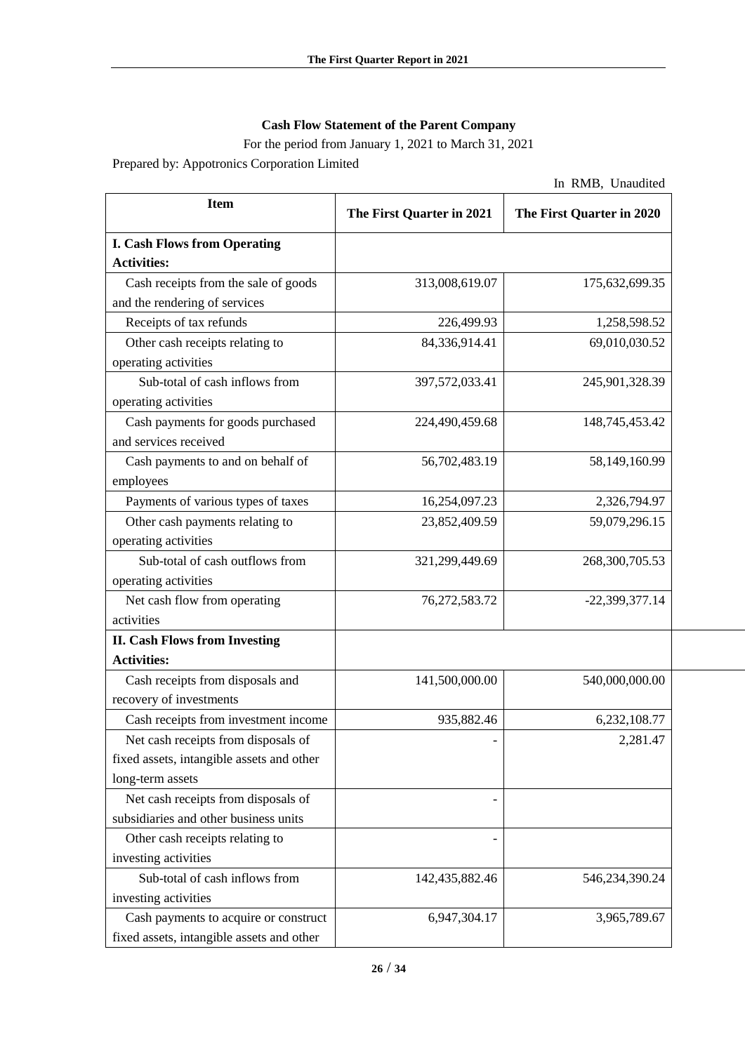**Cash Flow Statement of the Parent Company**

For the period from January 1, 2021 to March 31, 2021

Prepared by: Appotronics Corporation Limited

In RMB, Unaudited

| Item | The First Quarter in 2021 | The First Quarter in 2020 |
|---|---|---|
| **I. Cash Flows from Operating Activities:** | | |
| Cash receipts from the sale of goods and the rendering of services | 313,008,619.07 | 175,632,699.35 |
| Receipts of tax refunds | 226,499.93 | 1,258,598.52 |
| Other cash receipts relating to operating activities | 84,336,914.41 | 69,010,030.52 |
| Sub-total of cash inflows from operating activities | 397,572,033.41 | 245,901,328.39 |
| Cash payments for goods purchased and services received | 224,490,459.68 | 148,745,453.42 |
| Cash payments to and on behalf of employees | 56,702,483.19 | 58,149,160.99 |
| Payments of various types of taxes | 16,254,097.23 | 2,326,794.97 |
| Other cash payments relating to operating activities | 23,852,409.59 | 59,079,296.15 |
| Sub-total of cash outflows from operating activities | 321,299,449.69 | 268,300,705.53 |
| Net cash flow from operating activities | 76,272,583.72 | -22,399,377.14 |
| **II. Cash Flows from Investing Activities:** | | |
| Cash receipts from disposals and recovery of investments | 141,500,000.00 | 540,000,000.00 |
| Cash receipts from investment income | 935,882.46 | 6,232,108.77 |
| Net cash receipts from disposals of fixed assets, intangible assets and other long-term assets | - | 2,281.47 |
| Net cash receipts from disposals of subsidiaries and other business units | - | |
| Other cash receipts relating to investing activities | - | |
| Sub-total of cash inflows from investing activities | 142,435,882.46 | 546,234,390.24 |
| Cash payments to acquire or construct fixed assets, intangible assets and other | 6,947,304.17 | 3,965,789.67 |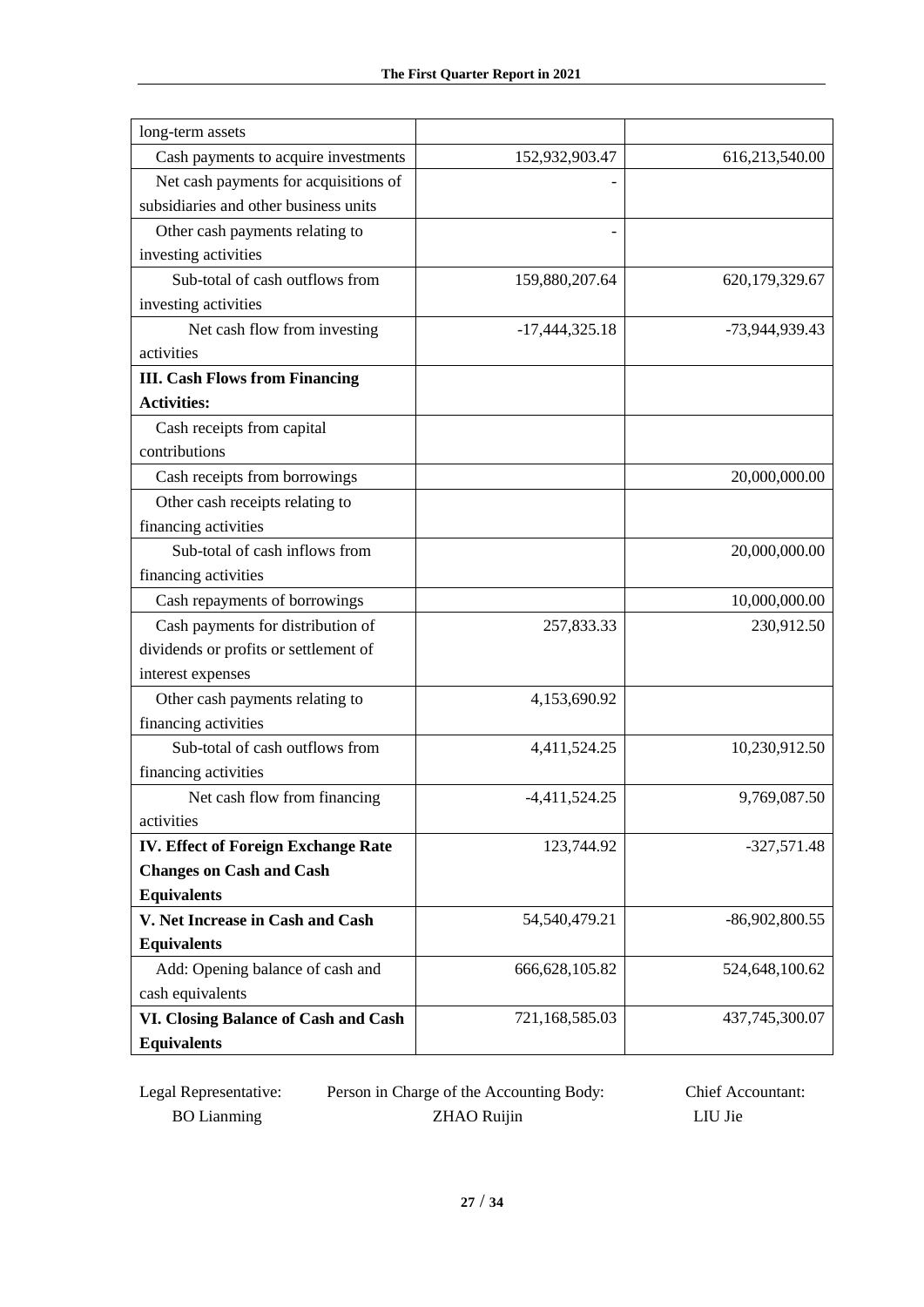| | | |
|---|---|---|
| long-term assets | | |
| Cash payments to acquire investments | 152,932,903.47 | 616,213,540.00 |
| Net cash payments for acquisitions of subsidiaries and other business units | - | |
| Other cash payments relating to investing activities | - | |
| Sub-total of cash outflows from investing activities | 159,880,207.64 | 620,179,329.67 |
| Net cash flow from investing activities | -17,444,325.18 | -73,944,939.43 |
| **III. Cash Flows from Financing Activities:** | | |
| Cash receipts from capital contributions | | |
| Cash receipts from borrowings | | 20,000,000.00 |
| Other cash receipts relating to financing activities | | |
| Sub-total of cash inflows from financing activities | | 20,000,000.00 |
| Cash repayments of borrowings | | 10,000,000.00 |
| Cash payments for distribution of dividends or profits or settlement of interest expenses | 257,833.33 | 230,912.50 |
| Other cash payments relating to financing activities | 4,153,690.92 | |
| Sub-total of cash outflows from financing activities | 4,411,524.25 | 10,230,912.50 |
| Net cash flow from financing activities | -4,411,524.25 | 9,769,087.50 |
| **IV. Effect of Foreign Exchange Rate Changes on Cash and Cash Equivalents** | 123,744.92 | -327,571.48 |
| **V. Net Increase in Cash and Cash Equivalents** | 54,540,479.21 | -86,902,800.55 |
| Add: Opening balance of cash and cash equivalents | 666,628,105.82 | 524,648,100.62 |
| **VI. Closing Balance of Cash and Cash Equivalents** | 721,168,585.03 | 437,745,300.07 |

Legal Representative: BO Lianming Person in Charge of the Accounting Body: ZHAO Ruijin Chief Accountant: LIU Jie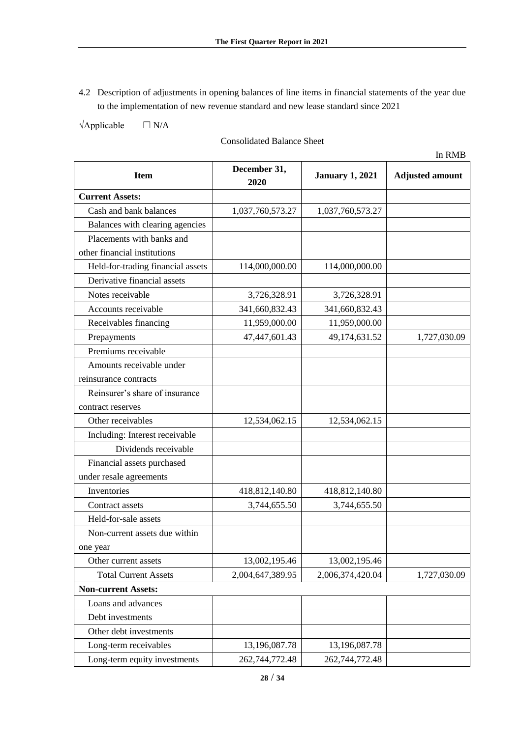4.2 Description of adjustments in opening balances of line items in financial statements of the year due to the implementation of new revenue standard and new lease standard since 2021

√Applicable □ N/A

Consolidated Balance Sheet

In RMB

| Item | December 31, 2020 | January 1, 2021 | Adjusted amount |
|---|---|---|---|
| **Current Assets:** | | | |
| Cash and bank balances | 1,037,760,573.27 | 1,037,760,573.27 | |
| Balances with clearing agencies | | | |
| Placements with banks and other financial institutions | | | |
| Held-for-trading financial assets | 114,000,000.00 | 114,000,000.00 | |
| Derivative financial assets | | | |
| Notes receivable | 3,726,328.91 | 3,726,328.91 | |
| Accounts receivable | 341,660,832.43 | 341,660,832.43 | |
| Receivables financing | 11,959,000.00 | 11,959,000.00 | |
| Prepayments | 47,447,601.43 | 49,174,631.52 | 1,727,030.09 |
| Premiums receivable | | | |
| Amounts receivable under reinsurance contracts | | | |
| Reinsurer's share of insurance contract reserves | | | |
| Other receivables | 12,534,062.15 | 12,534,062.15 | |
| Including: Interest receivable | | | |
| Dividends receivable | | | |
| Financial assets purchased under resale agreements | | | |
| Inventories | 418,812,140.80 | 418,812,140.80 | |
| Contract assets | 3,744,655.50 | 3,744,655.50 | |
| Held-for-sale assets | | | |
| Non-current assets due within one year | | | |
| Other current assets | 13,002,195.46 | 13,002,195.46 | |
| Total Current Assets | 2,004,647,389.95 | 2,006,374,420.04 | 1,727,030.09 |
| **Non-current Assets:** | | | |
| Loans and advances | | | |
| Debt investments | | | |
| Other debt investments | | | |
| Long-term receivables | 13,196,087.78 | 13,196,087.78 | |
| Long-term equity investments | 262,744,772.48 | 262,744,772.48 | |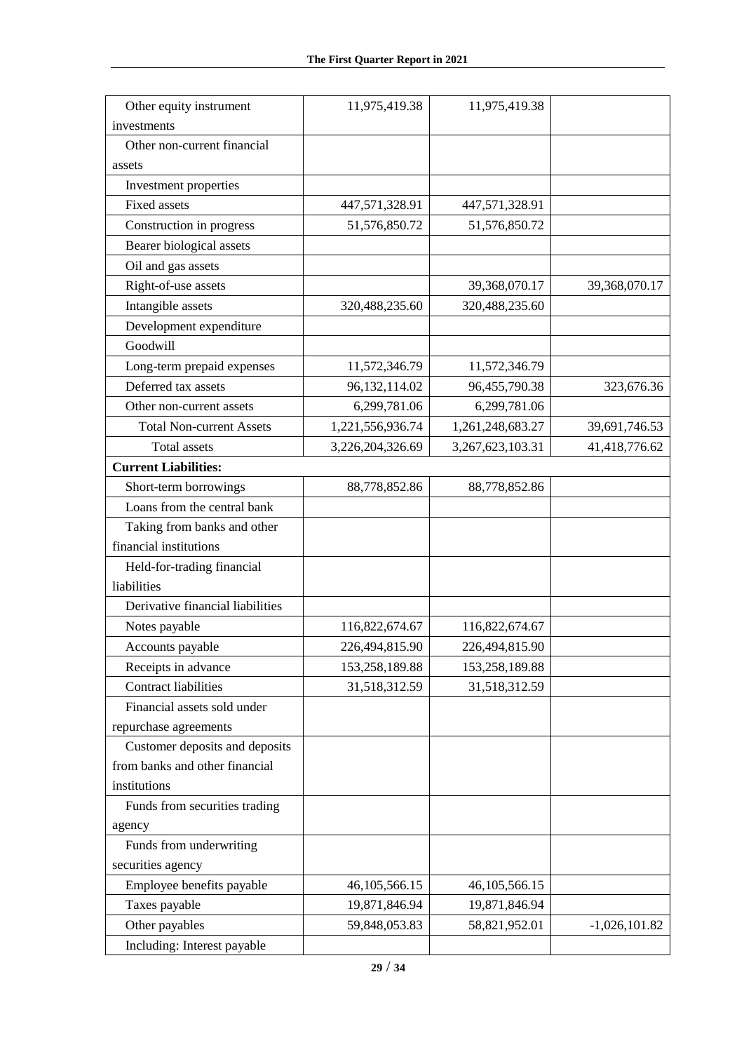| | | | |
|---|---|---|---|
| Other equity instrument investments | 11,975,419.38 | 11,975,419.38 | |
| Other non-current financial assets | | | |
| Investment properties | | | |
| Fixed assets | 447,571,328.91 | 447,571,328.91 | |
| Construction in progress | 51,576,850.72 | 51,576,850.72 | |
| Bearer biological assets | | | |
| Oil and gas assets | | | |
| Right-of-use assets | | 39,368,070.17 | 39,368,070.17 |
| Intangible assets | 320,488,235.60 | 320,488,235.60 | |
| Development expenditure | | | |
| Goodwill | | | |
| Long-term prepaid expenses | 11,572,346.79 | 11,572,346.79 | |
| Deferred tax assets | 96,132,114.02 | 96,455,790.38 | 323,676.36 |
| Other non-current assets | 6,299,781.06 | 6,299,781.06 | |
| Total Non-current Assets | 1,221,556,936.74 | 1,261,248,683.27 | 39,691,746.53 |
| Total assets | 3,226,204,326.69 | 3,267,623,103.31 | 41,418,776.62 |
| **Current Liabilities:** | | | |
| Short-term borrowings | 88,778,852.86 | 88,778,852.86 | |
| Loans from the central bank | | | |
| Taking from banks and other financial institutions | | | |
| Held-for-trading financial liabilities | | | |
| Derivative financial liabilities | | | |
| Notes payable | 116,822,674.67 | 116,822,674.67 | |
| Accounts payable | 226,494,815.90 | 226,494,815.90 | |
| Receipts in advance | 153,258,189.88 | 153,258,189.88 | |
| Contract liabilities | 31,518,312.59 | 31,518,312.59 | |
| Financial assets sold under repurchase agreements | | | |
| Customer deposits and deposits from banks and other financial institutions | | | |
| Funds from securities trading agency | | | |
| Funds from underwriting securities agency | | | |
| Employee benefits payable | 46,105,566.15 | 46,105,566.15 | |
| Taxes payable | 19,871,846.94 | 19,871,846.94 | |
| Other payables | 59,848,053.83 | 58,821,952.01 | -1,026,101.82 |
| Including: Interest payable | | | |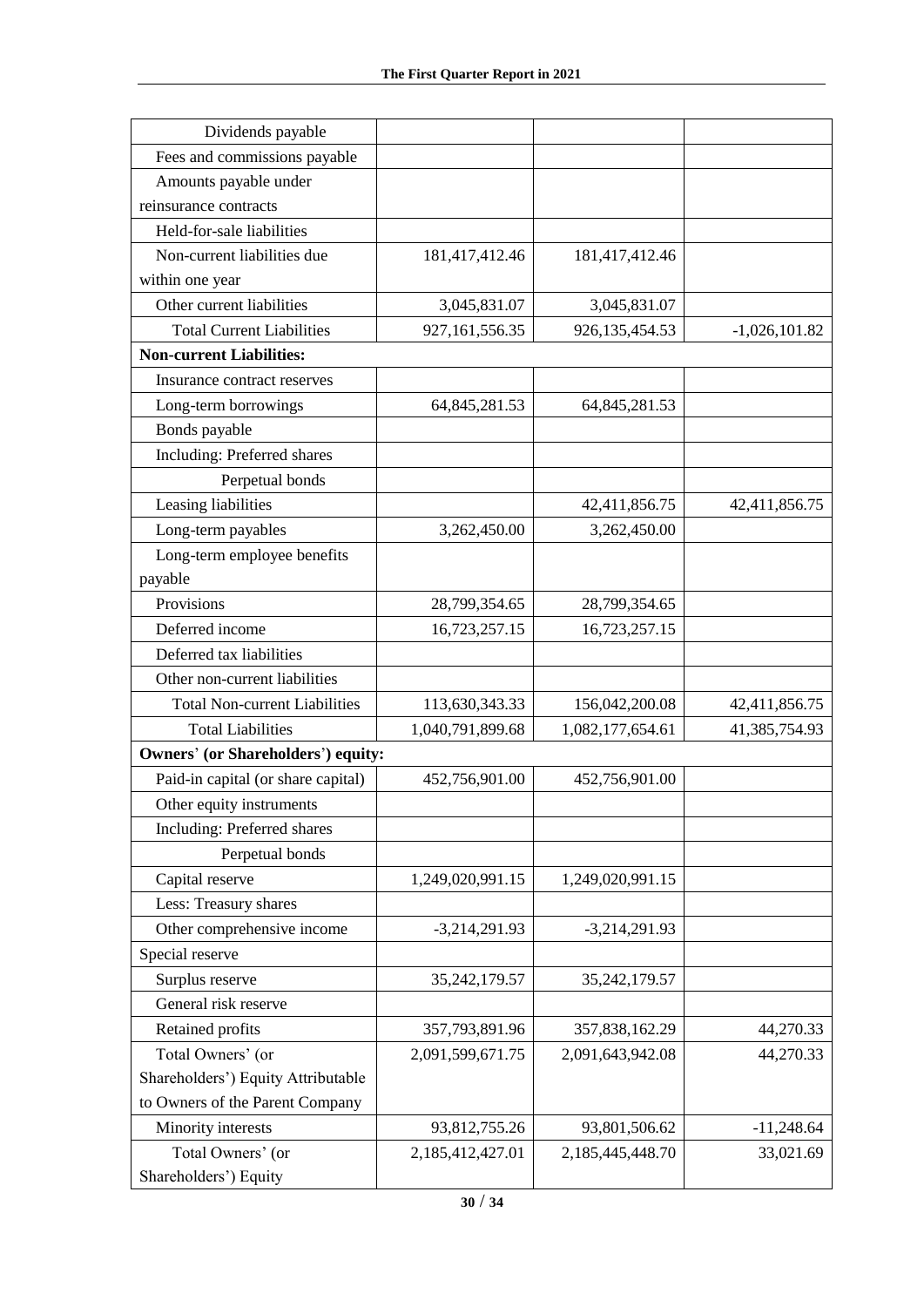| Dividends payable | | | |
|---|---|---|---|
| Fees and commissions payable | | | |
| Amounts payable under reinsurance contracts | | | |
| Held-for-sale liabilities | | | |
| Non-current liabilities due within one year | 181,417,412.46 | 181,417,412.46 | |
| Other current liabilities | 3,045,831.07 | 3,045,831.07 | |
| Total Current Liabilities | 927,161,556.35 | 926,135,454.53 | -1,026,101.82 |
| **Non-current Liabilities:** | | | |
| Insurance contract reserves | | | |
| Long-term borrowings | 64,845,281.53 | 64,845,281.53 | |
| Bonds payable | | | |
| Including: Preferred shares | | | |
| Perpetual bonds | | | |
| Leasing liabilities | | 42,411,856.75 | 42,411,856.75 |
| Long-term payables | 3,262,450.00 | 3,262,450.00 | |
| Long-term employee benefits payable | | | |
| Provisions | 28,799,354.65 | 28,799,354.65 | |
| Deferred income | 16,723,257.15 | 16,723,257.15 | |
| Deferred tax liabilities | | | |
| Other non-current liabilities | | | |
| Total Non-current Liabilities | 113,630,343.33 | 156,042,200.08 | 42,411,856.75 |
| Total Liabilities | 1,040,791,899.68 | 1,082,177,654.61 | 41,385,754.93 |
| **Owners' (or Shareholders') equity:** | | | |
| Paid-in capital (or share capital) | 452,756,901.00 | 452,756,901.00 | |
| Other equity instruments | | | |
| Including: Preferred shares | | | |
| Perpetual bonds | | | |
| Capital reserve | 1,249,020,991.15 | 1,249,020,991.15 | |
| Less: Treasury shares | | | |
| Other comprehensive income | -3,214,291.93 | -3,214,291.93 | |
| Special reserve | | | |
| Surplus reserve | 35,242,179.57 | 35,242,179.57 | |
| General risk reserve | | | |
| Retained profits | 357,793,891.96 | 357,838,162.29 | 44,270.33 |
| Total Owners' (or Shareholders') Equity Attributable to Owners of the Parent Company | 2,091,599,671.75 | 2,091,643,942.08 | 44,270.33 |
| Minority interests | 93,812,755.26 | 93,801,506.62 | -11,248.64 |
| Total Owners' (or Shareholders') Equity | 2,185,412,427.01 | 2,185,445,448.70 | 33,021.69 |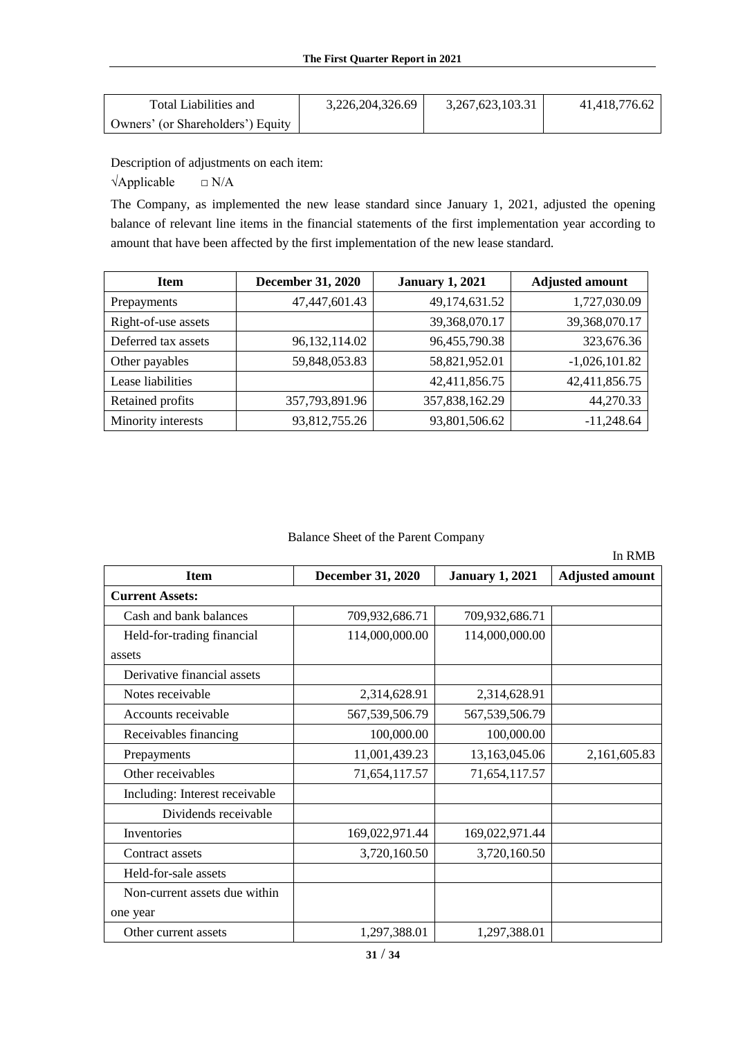| Total Liabilities and Owners' (or Shareholders') Equity | 3,226,204,326.69 | 3,267,623,103.31 | 41,418,776.62 |
|---|---|---|---|

Description of adjustments on each item:

√Applicable □ N/A

The Company, as implemented the new lease standard since January 1, 2021, adjusted the opening balance of relevant line items in the financial statements of the first implementation year according to amount that have been affected by the first implementation of the new lease standard.

| Item | December 31, 2020 | January 1, 2021 | Adjusted amount |
|---|---|---|---|
| Prepayments | 47,447,601.43 | 49,174,631.52 | 1,727,030.09 |
| Right-of-use assets | | 39,368,070.17 | 39,368,070.17 |
| Deferred tax assets | 96,132,114.02 | 96,455,790.38 | 323,676.36 |
| Other payables | 59,848,053.83 | 58,821,952.01 | -1,026,101.82 |
| Lease liabilities | | 42,411,856.75 | 42,411,856.75 |
| Retained profits | 357,793,891.96 | 357,838,162.29 | 44,270.33 |
| Minority interests | 93,812,755.26 | 93,801,506.62 | -11,248.64 |

Balance Sheet of the Parent Company

In RMB

| Item | December 31, 2020 | January 1, 2021 | Adjusted amount |
|---|---|---|---|
| **Current Assets:** | | | |
| Cash and bank balances | 709,932,686.71 | 709,932,686.71 | |
| Held-for-trading financial assets | 114,000,000.00 | 114,000,000.00 | |
| Derivative financial assets | | | |
| Notes receivable | 2,314,628.91 | 2,314,628.91 | |
| Accounts receivable | 567,539,506.79 | 567,539,506.79 | |
| Receivables financing | 100,000.00 | 100,000.00 | |
| Prepayments | 11,001,439.23 | 13,163,045.06 | 2,161,605.83 |
| Other receivables | 71,654,117.57 | 71,654,117.57 | |
| Including: Interest receivable | | | |
| Dividends receivable | | | |
| Inventories | 169,022,971.44 | 169,022,971.44 | |
| Contract assets | 3,720,160.50 | 3,720,160.50 | |
| Held-for-sale assets | | | |
| Non-current assets due within one year | | | |
| Other current assets | 1,297,388.01 | 1,297,388.01 | |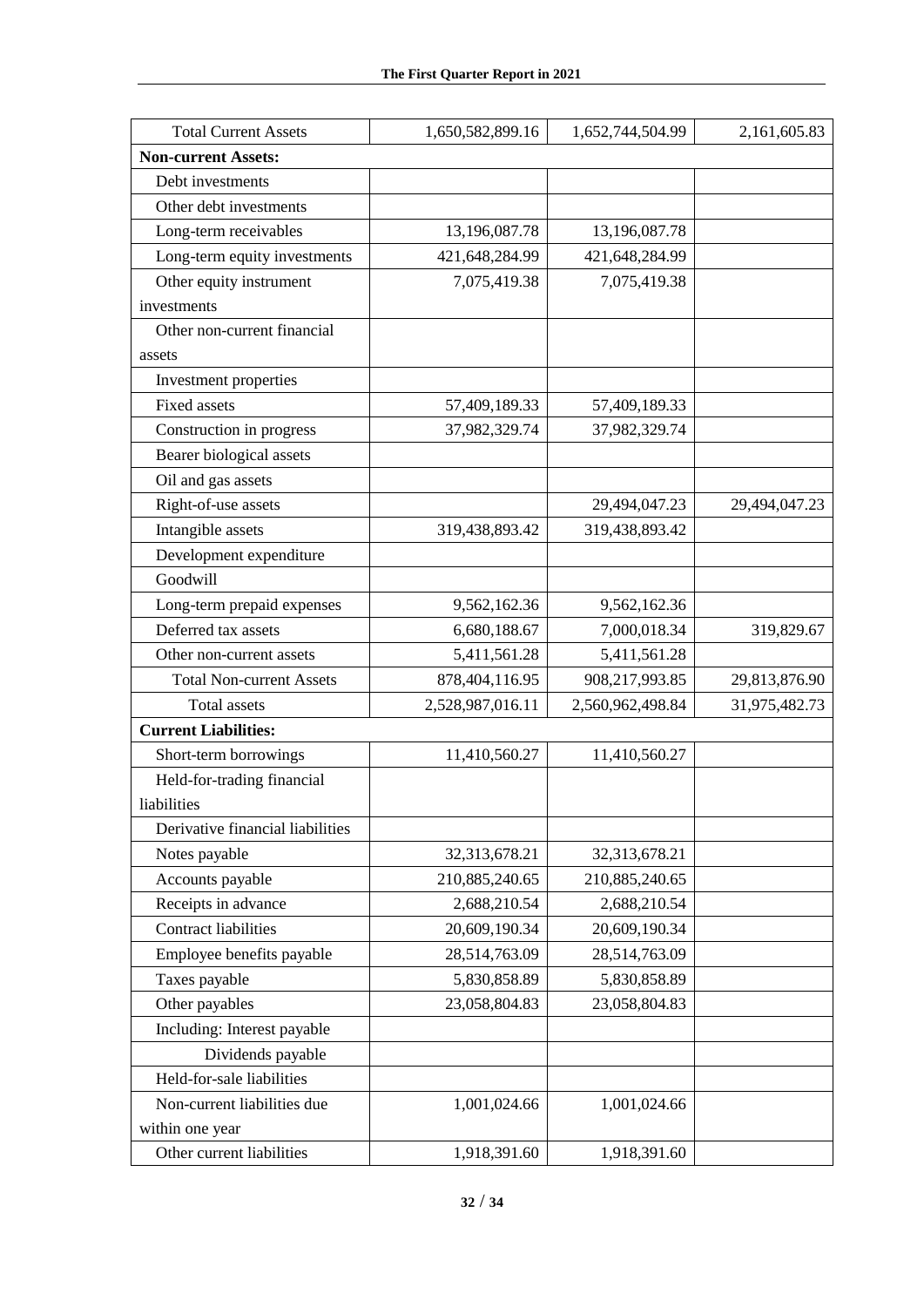| Total Current Assets | 1,650,582,899.16 | 1,652,744,504.99 | 2,161,605.83 |
|---|---|---|---|
| **Non-current Assets:** | | | |
| Debt investments | | | |
| Other debt investments | | | |
| Long-term receivables | 13,196,087.78 | 13,196,087.78 | |
| Long-term equity investments | 421,648,284.99 | 421,648,284.99 | |
| Other equity instrument investments | 7,075,419.38 | 7,075,419.38 | |
| Other non-current financial assets | | | |
| Investment properties | | | |
| Fixed assets | 57,409,189.33 | 57,409,189.33 | |
| Construction in progress | 37,982,329.74 | 37,982,329.74 | |
| Bearer biological assets | | | |
| Oil and gas assets | | | |
| Right-of-use assets | | 29,494,047.23 | 29,494,047.23 |
| Intangible assets | 319,438,893.42 | 319,438,893.42 | |
| Development expenditure | | | |
| Goodwill | | | |
| Long-term prepaid expenses | 9,562,162.36 | 9,562,162.36 | |
| Deferred tax assets | 6,680,188.67 | 7,000,018.34 | 319,829.67 |
| Other non-current assets | 5,411,561.28 | 5,411,561.28 | |
| Total Non-current Assets | 878,404,116.95 | 908,217,993.85 | 29,813,876.90 |
| Total assets | 2,528,987,016.11 | 2,560,962,498.84 | 31,975,482.73 |
| **Current Liabilities:** | | | |
| Short-term borrowings | 11,410,560.27 | 11,410,560.27 | |
| Held-for-trading financial liabilities | | | |
| Derivative financial liabilities | | | |
| Notes payable | 32,313,678.21 | 32,313,678.21 | |
| Accounts payable | 210,885,240.65 | 210,885,240.65 | |
| Receipts in advance | 2,688,210.54 | 2,688,210.54 | |
| Contract liabilities | 20,609,190.34 | 20,609,190.34 | |
| Employee benefits payable | 28,514,763.09 | 28,514,763.09 | |
| Taxes payable | 5,830,858.89 | 5,830,858.89 | |
| Other payables | 23,058,804.83 | 23,058,804.83 | |
| Including: Interest payable | | | |
| Dividends payable | | | |
| Held-for-sale liabilities | | | |
| Non-current liabilities due within one year | 1,001,024.66 | 1,001,024.66 | |
| Other current liabilities | 1,918,391.60 | 1,918,391.60 | |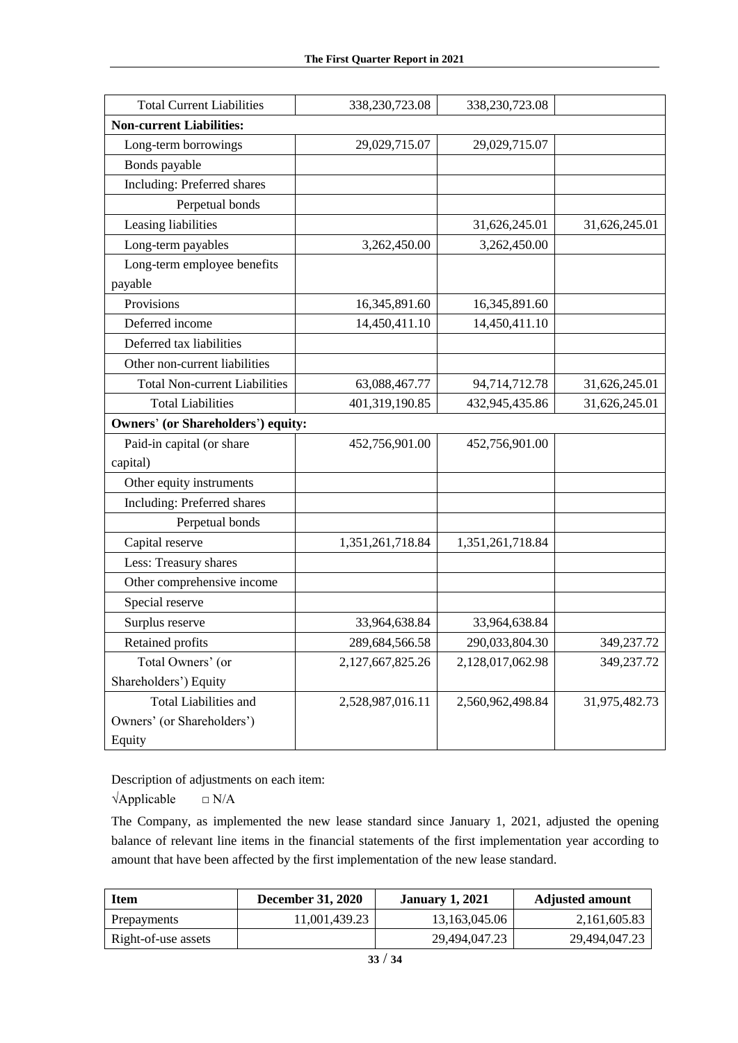| Total Current Liabilities | 338,230,723.08 | 338,230,723.08 | |
|---|---|---|---|
| **Non-current Liabilities:** | | | |
| Long-term borrowings | 29,029,715.07 | 29,029,715.07 | |
| Bonds payable | | | |
| Including: Preferred shares | | | |
| Perpetual bonds | | | |
| Leasing liabilities | | 31,626,245.01 | 31,626,245.01 |
| Long-term payables | 3,262,450.00 | 3,262,450.00 | |
| Long-term employee benefits payable | | | |
| Provisions | 16,345,891.60 | 16,345,891.60 | |
| Deferred income | 14,450,411.10 | 14,450,411.10 | |
| Deferred tax liabilities | | | |
| Other non-current liabilities | | | |
| Total Non-current Liabilities | 63,088,467.77 | 94,714,712.78 | 31,626,245.01 |
| Total Liabilities | 401,319,190.85 | 432,945,435.86 | 31,626,245.01 |
| **Owners' (or Shareholders') equity:** | | | |
| Paid-in capital (or share capital) | 452,756,901.00 | 452,756,901.00 | |
| Other equity instruments | | | |
| Including: Preferred shares | | | |
| Perpetual bonds | | | |
| Capital reserve | 1,351,261,718.84 | 1,351,261,718.84 | |
| Less: Treasury shares | | | |
| Other comprehensive income | | | |
| Special reserve | | | |
| Surplus reserve | 33,964,638.84 | 33,964,638.84 | |
| Retained profits | 289,684,566.58 | 290,033,804.30 | 349,237.72 |
| Total Owners' (or Shareholders') Equity | 2,127,667,825.26 | 2,128,017,062.98 | 349,237.72 |
| Total Liabilities and Owners' (or Shareholders') Equity | 2,528,987,016.11 | 2,560,962,498.84 | 31,975,482.73 |

Description of adjustments on each item:

√Applicable □ N/A

The Company, as implemented the new lease standard since January 1, 2021, adjusted the opening balance of relevant line items in the financial statements of the first implementation year according to amount that have been affected by the first implementation of the new lease standard.

| Item | December 31, 2020 | January 1, 2021 | Adjusted amount |
|---|---|---|---|
| Prepayments | 11,001,439.23 | 13,163,045.06 | 2,161,605.83 |
| Right-of-use assets | | 29,494,047.23 | 29,494,047.23 |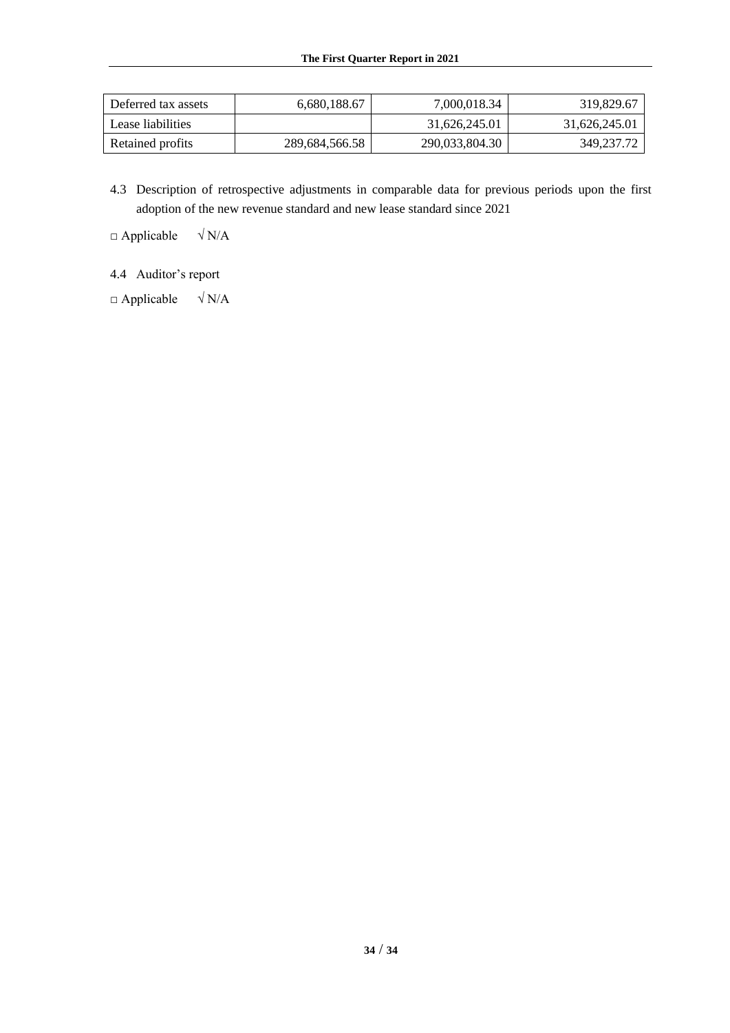| | | | |
|---|---|---|---|
| Deferred tax assets | 6,680,188.67 | 7,000,018.34 | 319,829.67 |
| Lease liabilities | | 31,626,245.01 | 31,626,245.01 |
| Retained profits | 289,684,566.58 | 290,033,804.30 | 349,237.72 |

4.3 Description of retrospective adjustments in comparable data for previous periods upon the first adoption of the new revenue standard and new lease standard since 2021

□ Applicable √ N/A

4.4 Auditor's report

□ Applicable √ N/A